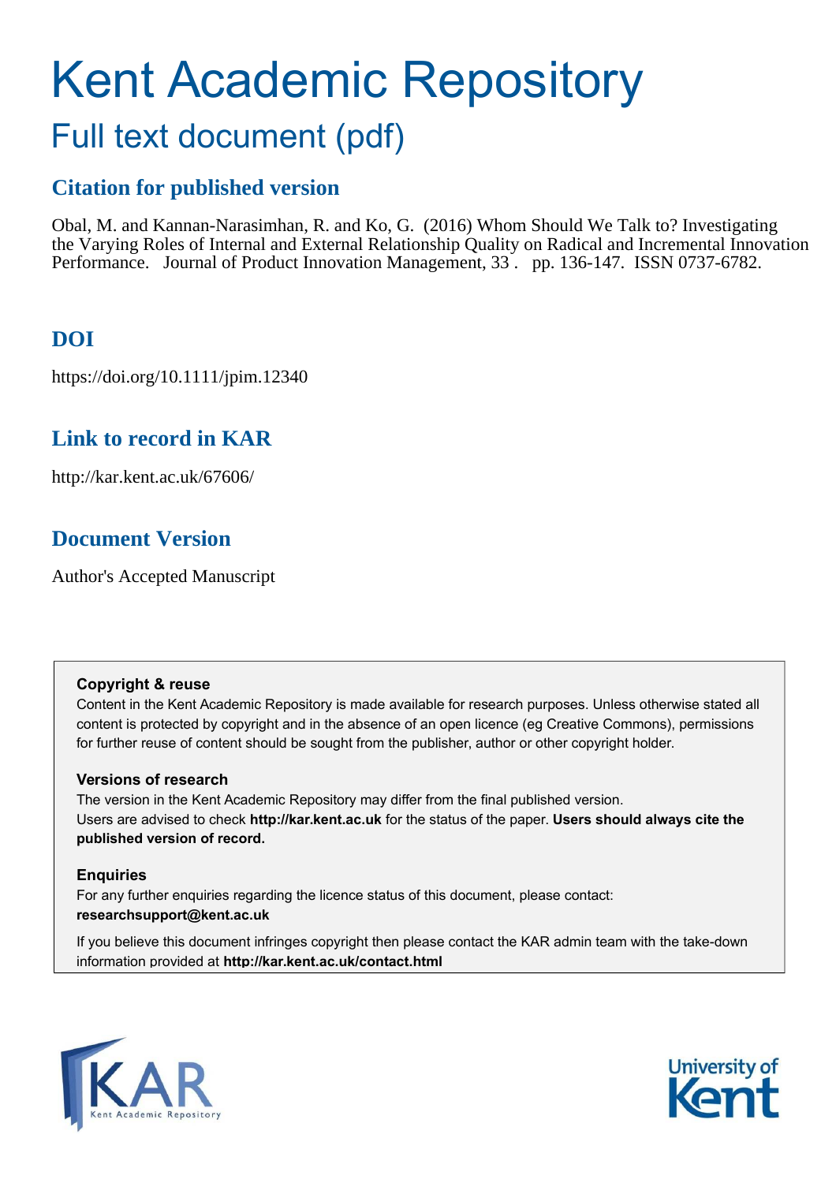# Kent Academic Repository

## Full text document (pdf)

## Citation for published version

Obal, M. and Kannan-Narasimhan, R. and Ko, G. (2016) Whom Should We Talk to? Investigating the Varying Roles of Internal and External Relationship Quality on Radical and Incremental Innovation Performance. Journal of Product Innovation Management, 33 . pp. 136-147. ISSN 0737-6782.

## DOI

https://doi.org/10.1111/jpim.12340

## Link to record in KAR

http://kar.kent.ac.uk/67606/

## Document Version

Author's Accepted Manuscript

**Copyright & reuse**

Content in the Kent Academic Repository is made available for research purposes. Unless otherwise stated all content is protected by copyright and in the absence of an open licence (eg Creative Commons), permissions for further reuse of content should be sought from the publisher, author or other copyright holder.

**Versions of research**

The version in the Kent Academic Repository may differ from the final published version.
Users are advised to check **http://kar.kent.ac.uk** for the status of the paper. **Users should always cite the published version of record.**

**Enquiries**

For any further enquiries regarding the licence status of this document, please contact:
**researchsupport@kent.ac.uk**

If you believe this document infringes copyright then please contact the KAR admin team with the take-down information provided at **http://kar.kent.ac.uk/contact.html**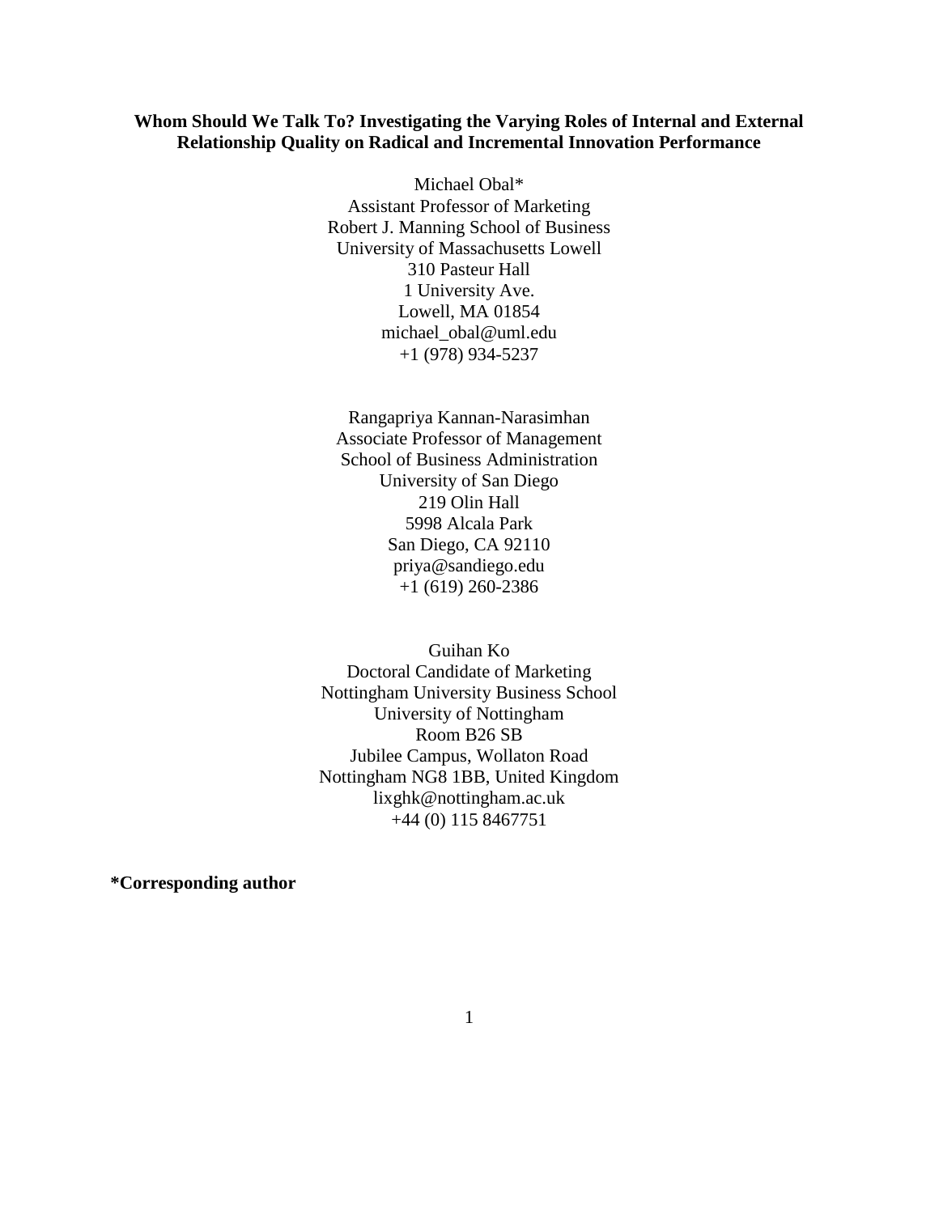**Whom Should We Talk To? Investigating the Varying Roles of Internal and External Relationship Quality on Radical and Incremental Innovation Performance**

Michael Obal*
Assistant Professor of Marketing
Robert J. Manning School of Business
University of Massachusetts Lowell
310 Pasteur Hall
1 University Ave.
Lowell, MA 01854
michael_obal@uml.edu
+1 (978) 934-5237

Rangapriya Kannan-Narasimhan
Associate Professor of Management
School of Business Administration
University of San Diego
219 Olin Hall
5998 Alcala Park
San Diego, CA 92110
priya@sandiego.edu
+1 (619) 260-2386

Guihan Ko
Doctoral Candidate of Marketing
Nottingham University Business School
University of Nottingham
Room B26 SB
Jubilee Campus, Wollaton Road
Nottingham NG8 1BB, United Kingdom
lixghk@nottingham.ac.uk
+44 (0) 115 8467751

**\*Corresponding author**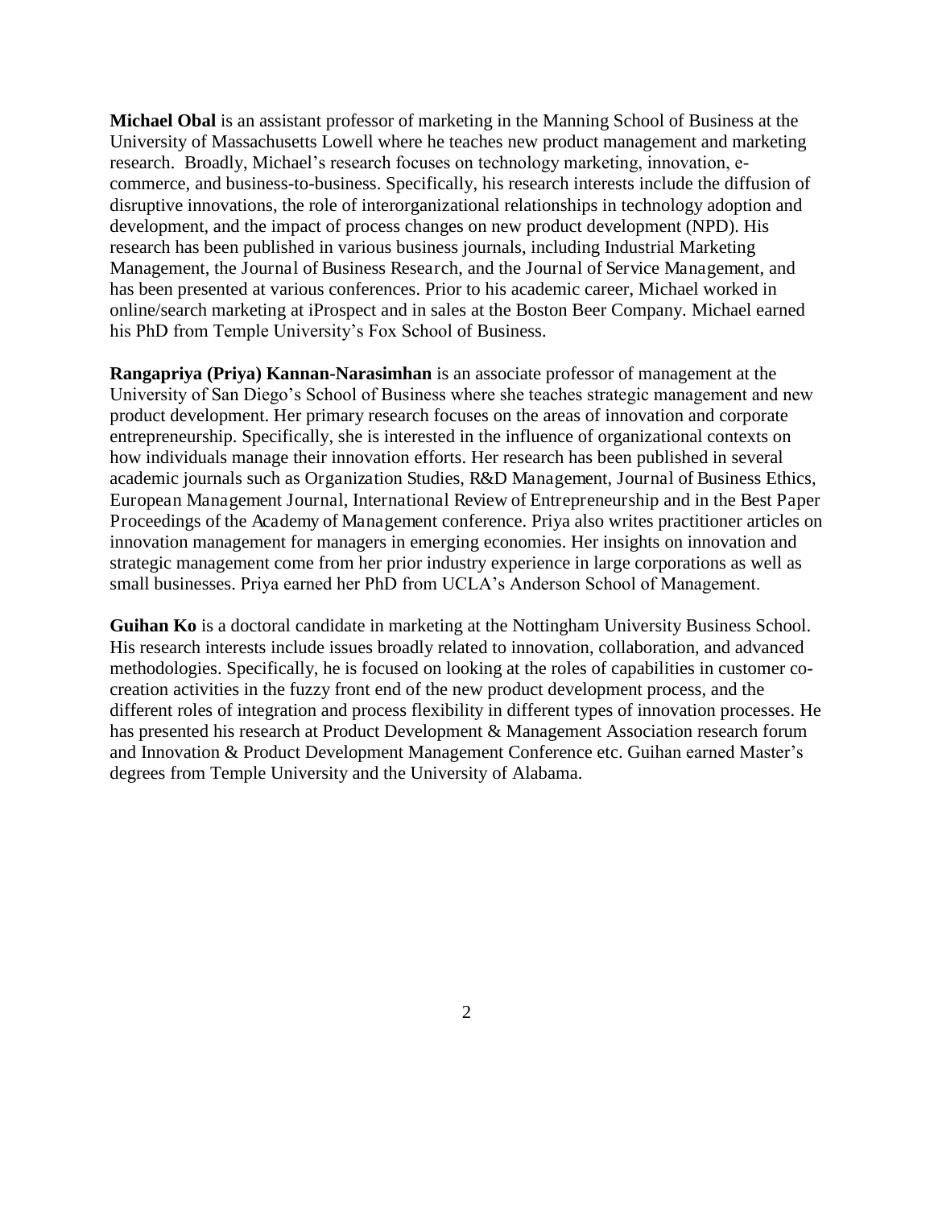**Michael Obal** is an assistant professor of marketing in the Manning School of Business at the University of Massachusetts Lowell where he teaches new product management and marketing research. Broadly, Michael's research focuses on technology marketing, innovation, e-commerce, and business-to-business. Specifically, his research interests include the diffusion of disruptive innovations, the role of interorganizational relationships in technology adoption and development, and the impact of process changes on new product development (NPD). His research has been published in various business journals, including Industrial Marketing Management, the Journal of Business Research, and the Journal of Service Management, and has been presented at various conferences. Prior to his academic career, Michael worked in online/search marketing at iProspect and in sales at the Boston Beer Company. Michael earned his PhD from Temple University's Fox School of Business.

**Rangapriya (Priya) Kannan-Narasimhan** is an associate professor of management at the University of San Diego's School of Business where she teaches strategic management and new product development. Her primary research focuses on the areas of innovation and corporate entrepreneurship. Specifically, she is interested in the influence of organizational contexts on how individuals manage their innovation efforts. Her research has been published in several academic journals such as Organization Studies, R&D Management, Journal of Business Ethics, European Management Journal, International Review of Entrepreneurship and in the Best Paper Proceedings of the Academy of Management conference. Priya also writes practitioner articles on innovation management for managers in emerging economies. Her insights on innovation and strategic management come from her prior industry experience in large corporations as well as small businesses. Priya earned her PhD from UCLA's Anderson School of Management.

**Guihan Ko** is a doctoral candidate in marketing at the Nottingham University Business School. His research interests include issues broadly related to innovation, collaboration, and advanced methodologies. Specifically, he is focused on looking at the roles of capabilities in customer co-creation activities in the fuzzy front end of the new product development process, and the different roles of integration and process flexibility in different types of innovation processes. He has presented his research at Product Development & Management Association research forum and Innovation & Product Development Management Conference etc. Guihan earned Master's degrees from Temple University and the University of Alabama.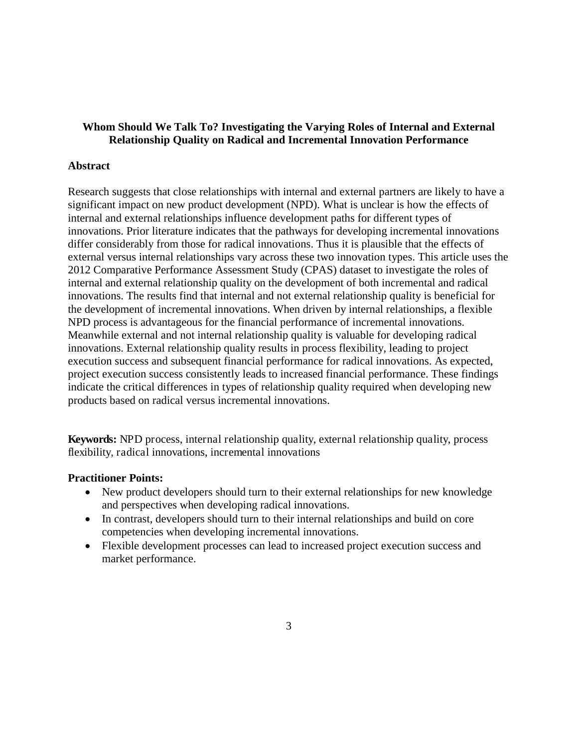**Whom Should We Talk To? Investigating the Varying Roles of Internal and External Relationship Quality on Radical and Incremental Innovation Performance**

## Abstract

Research suggests that close relationships with internal and external partners are likely to have a significant impact on new product development (NPD). What is unclear is how the effects of internal and external relationships influence development paths for different types of innovations. Prior literature indicates that the pathways for developing incremental innovations differ considerably from those for radical innovations. Thus it is plausible that the effects of external versus internal relationships vary across these two innovation types. This article uses the 2012 Comparative Performance Assessment Study (CPAS) dataset to investigate the roles of internal and external relationship quality on the development of both incremental and radical innovations. The results find that internal and not external relationship quality is beneficial for the development of incremental innovations. When driven by internal relationships, a flexible NPD process is advantageous for the financial performance of incremental innovations. Meanwhile external and not internal relationship quality is valuable for developing radical innovations. External relationship quality results in process flexibility, leading to project execution success and subsequent financial performance for radical innovations. As expected, project execution success consistently leads to increased financial performance. These findings indicate the critical differences in types of relationship quality required when developing new products based on radical versus incremental innovations.

**Keywords:** NPD process, internal relationship quality, external relationship quality, process flexibility, radical innovations, incremental innovations

**Practitioner Points:**

- New product developers should turn to their external relationships for new knowledge and perspectives when developing radical innovations.
- In contrast, developers should turn to their internal relationships and build on core competencies when developing incremental innovations.
- Flexible development processes can lead to increased project execution success and market performance.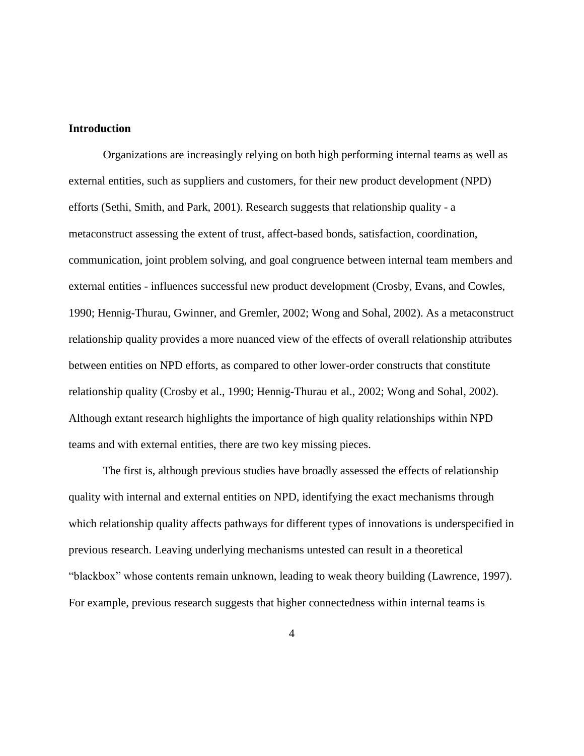## Introduction

Organizations are increasingly relying on both high performing internal teams as well as external entities, such as suppliers and customers, for their new product development (NPD) efforts (Sethi, Smith, and Park, 2001). Research suggests that relationship quality - a metaconstruct assessing the extent of trust, affect-based bonds, satisfaction, coordination, communication, joint problem solving, and goal congruence between internal team members and external entities - influences successful new product development (Crosby, Evans, and Cowles, 1990; Hennig-Thurau, Gwinner, and Gremler, 2002; Wong and Sohal, 2002). As a metaconstruct relationship quality provides a more nuanced view of the effects of overall relationship attributes between entities on NPD efforts, as compared to other lower-order constructs that constitute relationship quality (Crosby et al., 1990; Hennig-Thurau et al., 2002; Wong and Sohal, 2002). Although extant research highlights the importance of high quality relationships within NPD teams and with external entities, there are two key missing pieces.

The first is, although previous studies have broadly assessed the effects of relationship quality with internal and external entities on NPD, identifying the exact mechanisms through which relationship quality affects pathways for different types of innovations is underspecified in previous research. Leaving underlying mechanisms untested can result in a theoretical "blackbox" whose contents remain unknown, leading to weak theory building (Lawrence, 1997). For example, previous research suggests that higher connectedness within internal teams is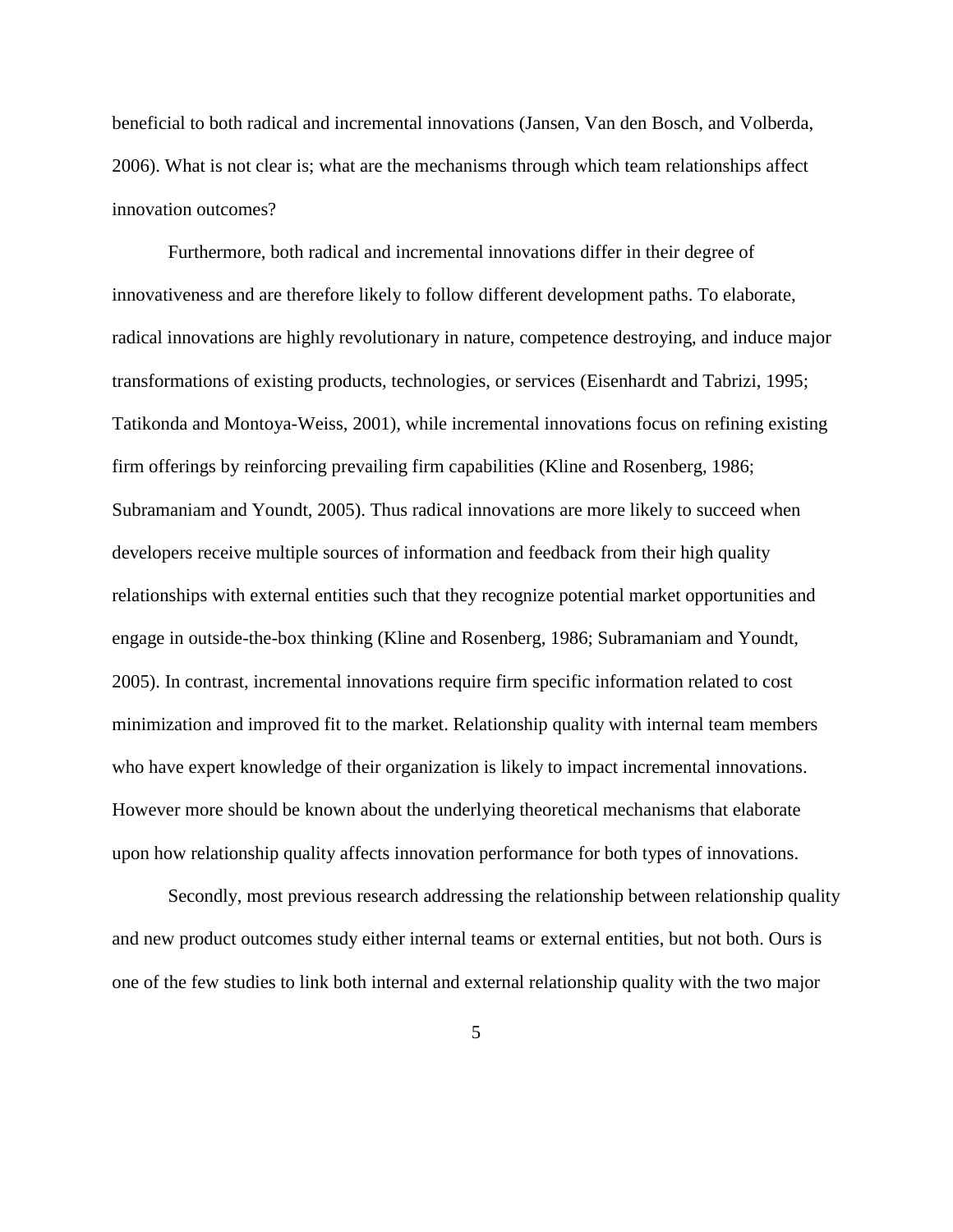beneficial to both radical and incremental innovations (Jansen, Van den Bosch, and Volberda, 2006). What is not clear is; what are the mechanisms through which team relationships affect innovation outcomes?

Furthermore, both radical and incremental innovations differ in their degree of innovativeness and are therefore likely to follow different development paths. To elaborate, radical innovations are highly revolutionary in nature, competence destroying, and induce major transformations of existing products, technologies, or services (Eisenhardt and Tabrizi, 1995; Tatikonda and Montoya-Weiss, 2001), while incremental innovations focus on refining existing firm offerings by reinforcing prevailing firm capabilities (Kline and Rosenberg, 1986; Subramaniam and Youndt, 2005). Thus radical innovations are more likely to succeed when developers receive multiple sources of information and feedback from their high quality relationships with external entities such that they recognize potential market opportunities and engage in outside-the-box thinking (Kline and Rosenberg, 1986; Subramaniam and Youndt, 2005). In contrast, incremental innovations require firm specific information related to cost minimization and improved fit to the market. Relationship quality with internal team members who have expert knowledge of their organization is likely to impact incremental innovations. However more should be known about the underlying theoretical mechanisms that elaborate upon how relationship quality affects innovation performance for both types of innovations.

Secondly, most previous research addressing the relationship between relationship quality and new product outcomes study either internal teams or external entities, but not both. Ours is one of the few studies to link both internal and external relationship quality with the two major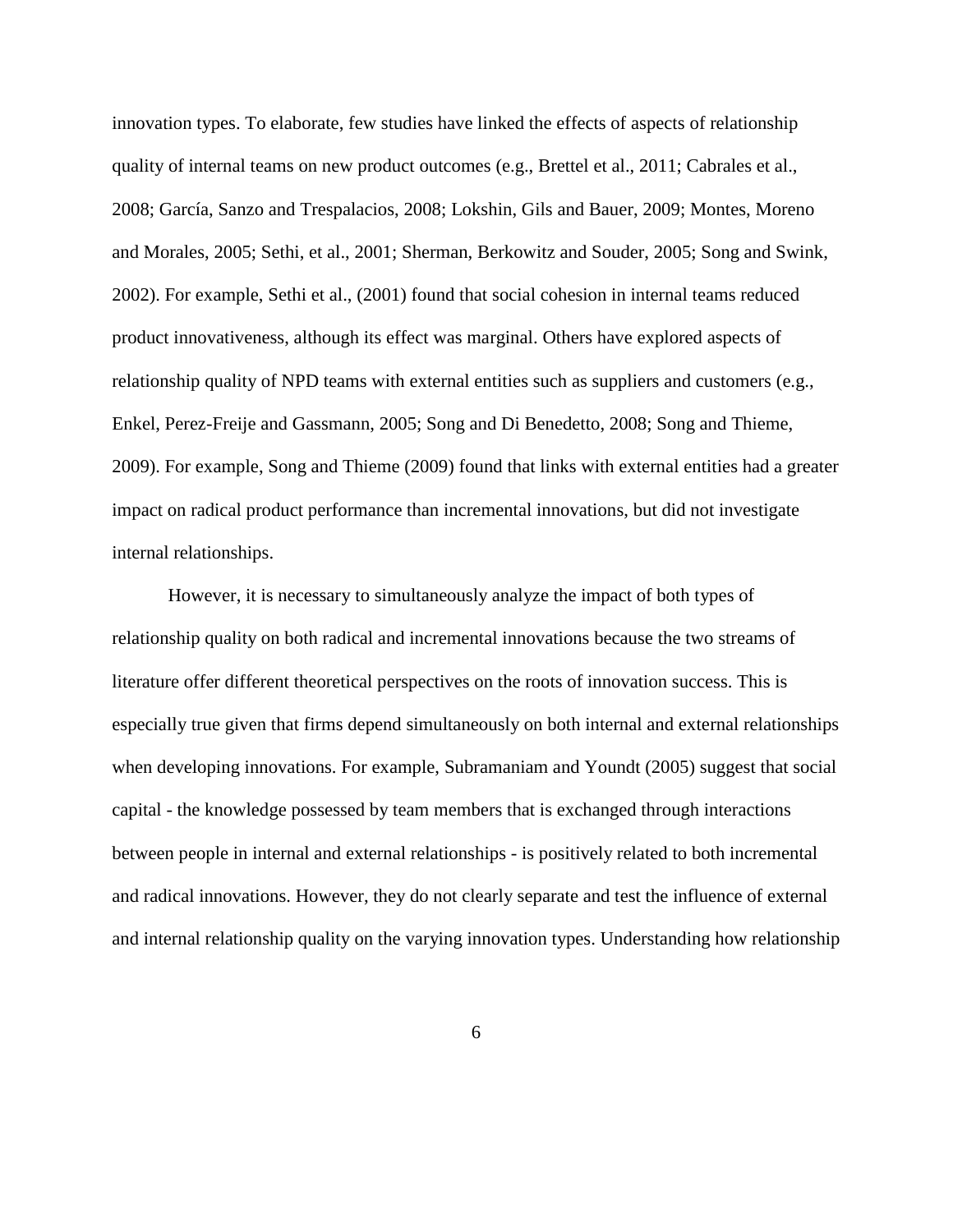innovation types. To elaborate, few studies have linked the effects of aspects of relationship quality of internal teams on new product outcomes (e.g., Brettel et al., 2011; Cabrales et al., 2008; García, Sanzo and Trespalacios, 2008; Lokshin, Gils and Bauer, 2009; Montes, Moreno and Morales, 2005; Sethi, et al., 2001; Sherman, Berkowitz and Souder, 2005; Song and Swink, 2002). For example, Sethi et al., (2001) found that social cohesion in internal teams reduced product innovativeness, although its effect was marginal. Others have explored aspects of relationship quality of NPD teams with external entities such as suppliers and customers (e.g., Enkel, Perez-Freije and Gassmann, 2005; Song and Di Benedetto, 2008; Song and Thieme, 2009). For example, Song and Thieme (2009) found that links with external entities had a greater impact on radical product performance than incremental innovations, but did not investigate internal relationships.

However, it is necessary to simultaneously analyze the impact of both types of relationship quality on both radical and incremental innovations because the two streams of literature offer different theoretical perspectives on the roots of innovation success. This is especially true given that firms depend simultaneously on both internal and external relationships when developing innovations. For example, Subramaniam and Youndt (2005) suggest that social capital - the knowledge possessed by team members that is exchanged through interactions between people in internal and external relationships - is positively related to both incremental and radical innovations. However, they do not clearly separate and test the influence of external and internal relationship quality on the varying innovation types. Understanding how relationship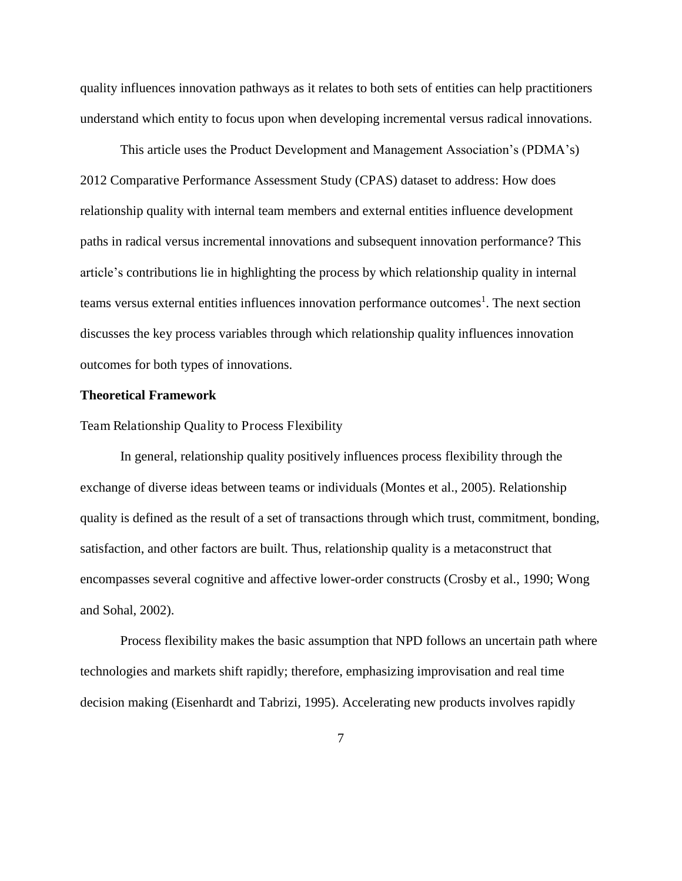quality influences innovation pathways as it relates to both sets of entities can help practitioners understand which entity to focus upon when developing incremental versus radical innovations.

This article uses the Product Development and Management Association's (PDMA's) 2012 Comparative Performance Assessment Study (CPAS) dataset to address: How does relationship quality with internal team members and external entities influence development paths in radical versus incremental innovations and subsequent innovation performance? This article's contributions lie in highlighting the process by which relationship quality in internal teams versus external entities influences innovation performance outcomes[1]. The next section discusses the key process variables through which relationship quality influences innovation outcomes for both types of innovations.

## Theoretical Framework

### Team Relationship Quality to Process Flexibility

In general, relationship quality positively influences process flexibility through the exchange of diverse ideas between teams or individuals (Montes et al., 2005). Relationship quality is defined as the result of a set of transactions through which trust, commitment, bonding, satisfaction, and other factors are built. Thus, relationship quality is a metaconstruct that encompasses several cognitive and affective lower-order constructs (Crosby et al., 1990; Wong and Sohal, 2002).

Process flexibility makes the basic assumption that NPD follows an uncertain path where technologies and markets shift rapidly; therefore, emphasizing improvisation and real time decision making (Eisenhardt and Tabrizi, 1995). Accelerating new products involves rapidly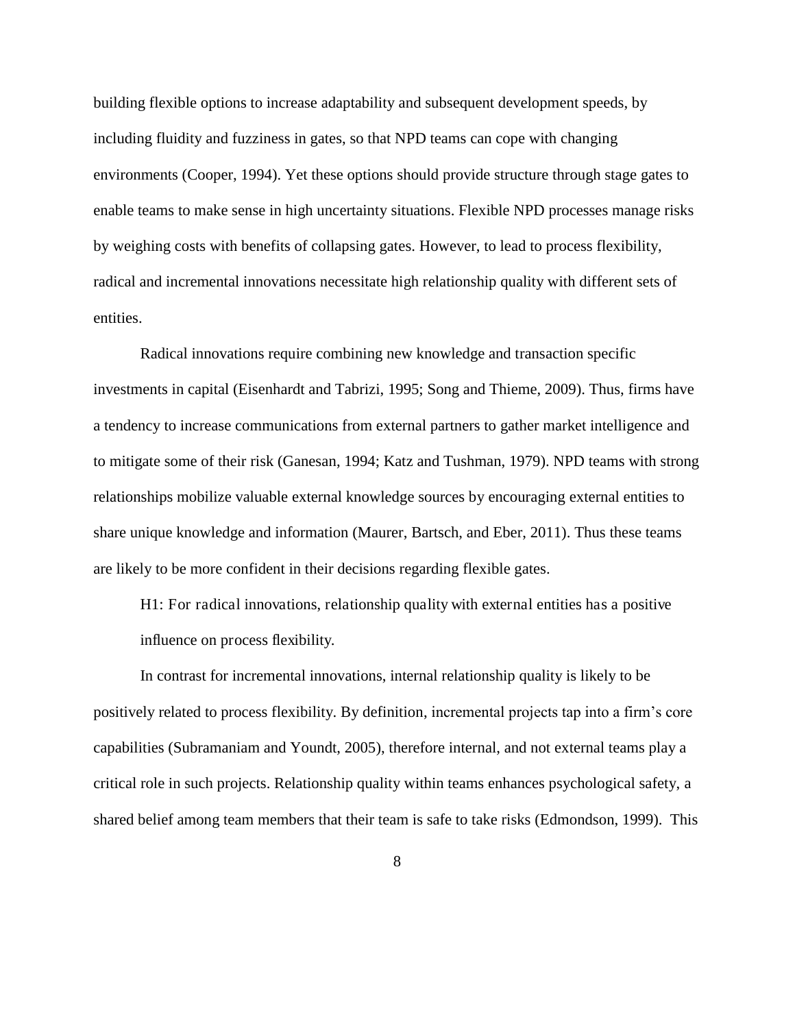building flexible options to increase adaptability and subsequent development speeds, by including fluidity and fuzziness in gates, so that NPD teams can cope with changing environments (Cooper, 1994). Yet these options should provide structure through stage gates to enable teams to make sense in high uncertainty situations. Flexible NPD processes manage risks by weighing costs with benefits of collapsing gates. However, to lead to process flexibility, radical and incremental innovations necessitate high relationship quality with different sets of entities.

Radical innovations require combining new knowledge and transaction specific investments in capital (Eisenhardt and Tabrizi, 1995; Song and Thieme, 2009). Thus, firms have a tendency to increase communications from external partners to gather market intelligence and to mitigate some of their risk (Ganesan, 1994; Katz and Tushman, 1979). NPD teams with strong relationships mobilize valuable external knowledge sources by encouraging external entities to share unique knowledge and information (Maurer, Bartsch, and Eber, 2011). Thus these teams are likely to be more confident in their decisions regarding flexible gates.

H1: For radical innovations, relationship quality with external entities has a positive influence on process flexibility.

In contrast for incremental innovations, internal relationship quality is likely to be positively related to process flexibility. By definition, incremental projects tap into a firm's core capabilities (Subramaniam and Youndt, 2005), therefore internal, and not external teams play a critical role in such projects. Relationship quality within teams enhances psychological safety, a shared belief among team members that their team is safe to take risks (Edmondson, 1999). This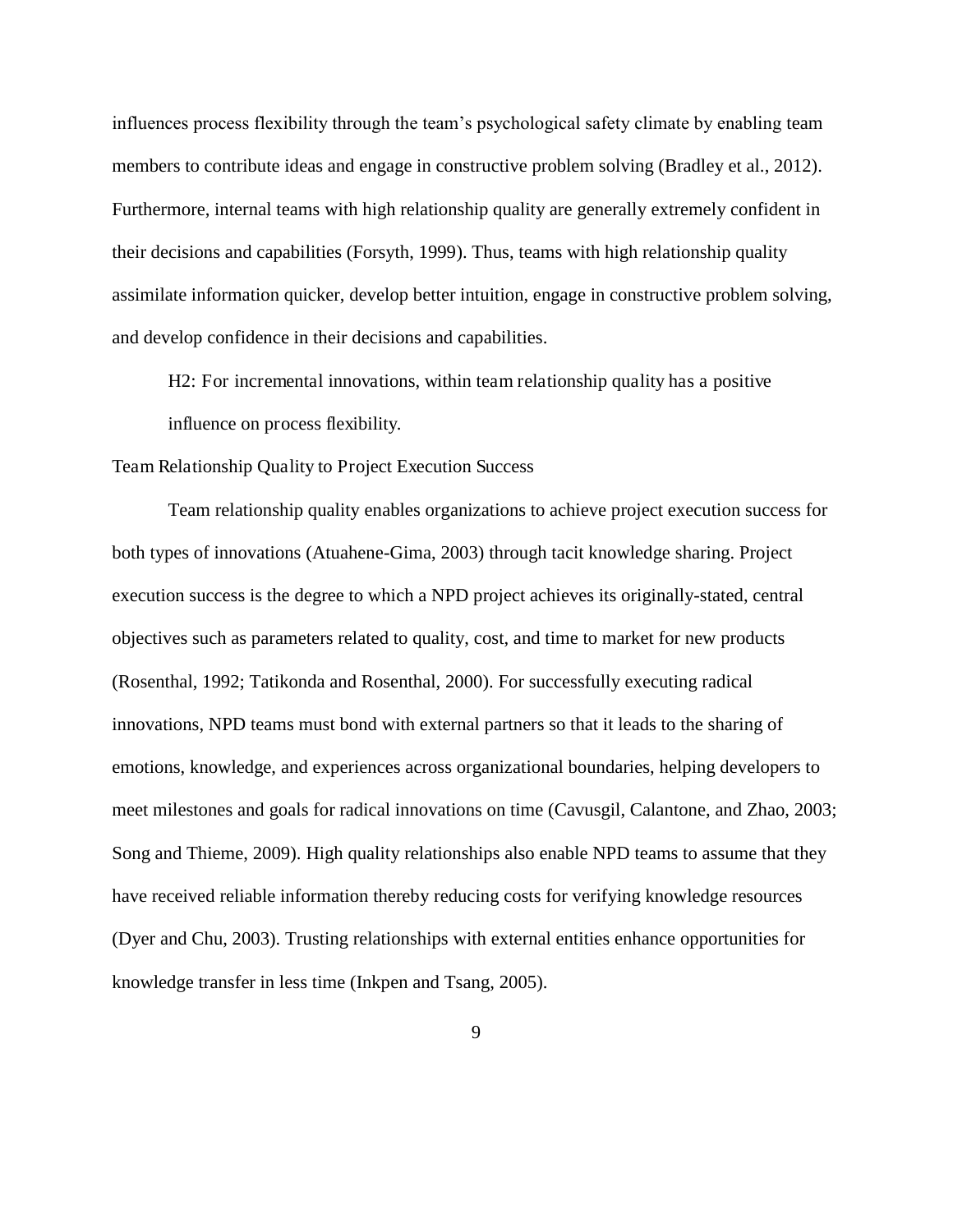influences process flexibility through the team's psychological safety climate by enabling team members to contribute ideas and engage in constructive problem solving (Bradley et al., 2012). Furthermore, internal teams with high relationship quality are generally extremely confident in their decisions and capabilities (Forsyth, 1999). Thus, teams with high relationship quality assimilate information quicker, develop better intuition, engage in constructive problem solving, and develop confidence in their decisions and capabilities.

> H2: For incremental innovations, within team relationship quality has a positive influence on process flexibility.

### Team Relationship Quality to Project Execution Success

Team relationship quality enables organizations to achieve project execution success for both types of innovations (Atuahene-Gima, 2003) through tacit knowledge sharing. Project execution success is the degree to which a NPD project achieves its originally-stated, central objectives such as parameters related to quality, cost, and time to market for new products (Rosenthal, 1992; Tatikonda and Rosenthal, 2000). For successfully executing radical innovations, NPD teams must bond with external partners so that it leads to the sharing of emotions, knowledge, and experiences across organizational boundaries, helping developers to meet milestones and goals for radical innovations on time (Cavusgil, Calantone, and Zhao, 2003; Song and Thieme, 2009). High quality relationships also enable NPD teams to assume that they have received reliable information thereby reducing costs for verifying knowledge resources (Dyer and Chu, 2003). Trusting relationships with external entities enhance opportunities for knowledge transfer in less time (Inkpen and Tsang, 2005).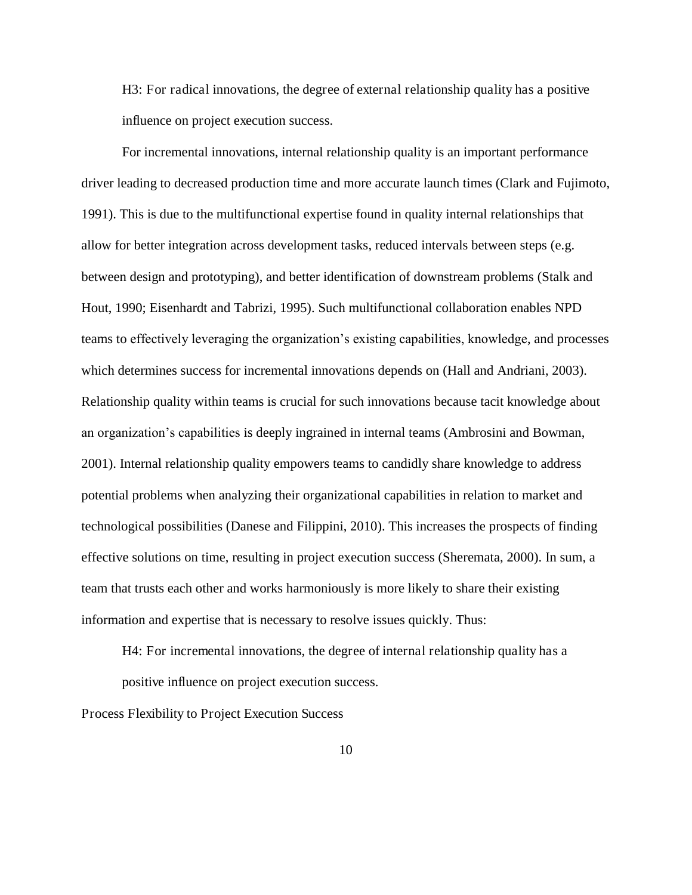H3: For radical innovations, the degree of external relationship quality has a positive influence on project execution success.

For incremental innovations, internal relationship quality is an important performance driver leading to decreased production time and more accurate launch times (Clark and Fujimoto, 1991). This is due to the multifunctional expertise found in quality internal relationships that allow for better integration across development tasks, reduced intervals between steps (e.g. between design and prototyping), and better identification of downstream problems (Stalk and Hout, 1990; Eisenhardt and Tabrizi, 1995). Such multifunctional collaboration enables NPD teams to effectively leveraging the organization's existing capabilities, knowledge, and processes which determines success for incremental innovations depends on (Hall and Andriani, 2003). Relationship quality within teams is crucial for such innovations because tacit knowledge about an organization's capabilities is deeply ingrained in internal teams (Ambrosini and Bowman, 2001). Internal relationship quality empowers teams to candidly share knowledge to address potential problems when analyzing their organizational capabilities in relation to market and technological possibilities (Danese and Filippini, 2010). This increases the prospects of finding effective solutions on time, resulting in project execution success (Sheremata, 2000). In sum, a team that trusts each other and works harmoniously is more likely to share their existing information and expertise that is necessary to resolve issues quickly. Thus:

H4: For incremental innovations, the degree of internal relationship quality has a positive influence on project execution success.

## Process Flexibility to Project Execution Success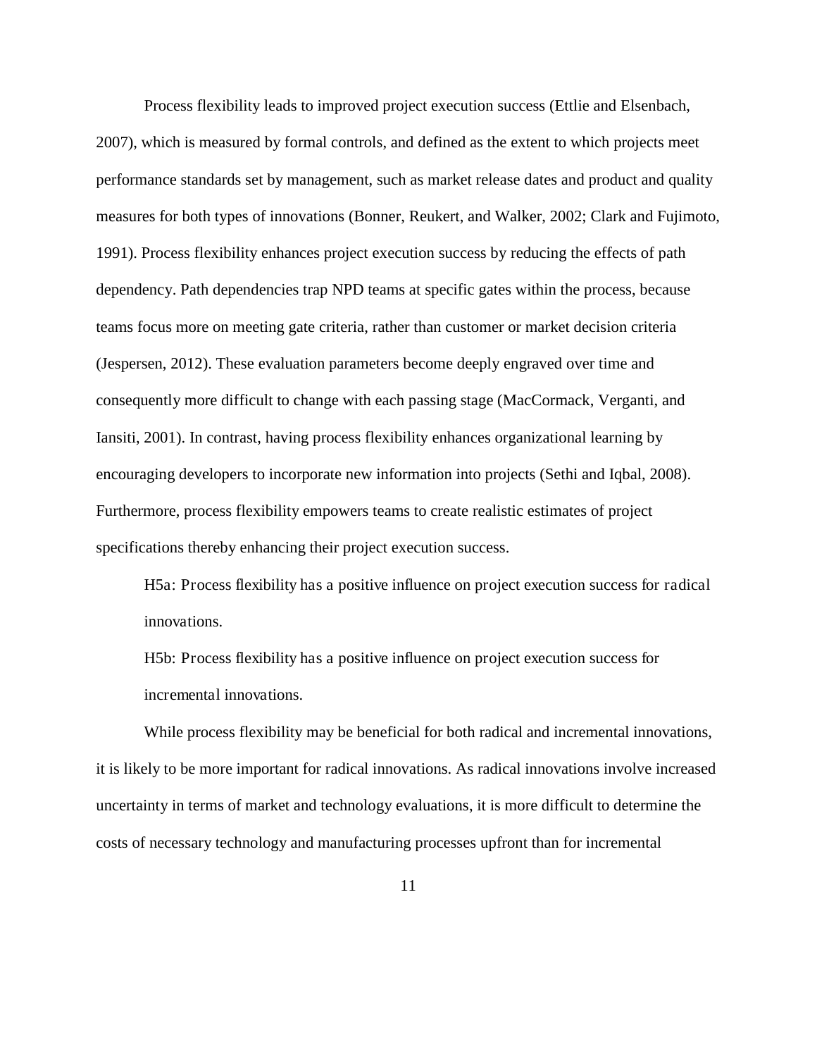Process flexibility leads to improved project execution success (Ettlie and Elsenbach, 2007), which is measured by formal controls, and defined as the extent to which projects meet performance standards set by management, such as market release dates and product and quality measures for both types of innovations (Bonner, Reukert, and Walker, 2002; Clark and Fujimoto, 1991). Process flexibility enhances project execution success by reducing the effects of path dependency. Path dependencies trap NPD teams at specific gates within the process, because teams focus more on meeting gate criteria, rather than customer or market decision criteria (Jespersen, 2012). These evaluation parameters become deeply engraved over time and consequently more difficult to change with each passing stage (MacCormack, Verganti, and Iansiti, 2001). In contrast, having process flexibility enhances organizational learning by encouraging developers to incorporate new information into projects (Sethi and Iqbal, 2008). Furthermore, process flexibility empowers teams to create realistic estimates of project specifications thereby enhancing their project execution success.

> H5a: Process flexibility has a positive influence on project execution success for radical innovations.
>
> H5b: Process flexibility has a positive influence on project execution success for incremental innovations.

While process flexibility may be beneficial for both radical and incremental innovations, it is likely to be more important for radical innovations. As radical innovations involve increased uncertainty in terms of market and technology evaluations, it is more difficult to determine the costs of necessary technology and manufacturing processes upfront than for incremental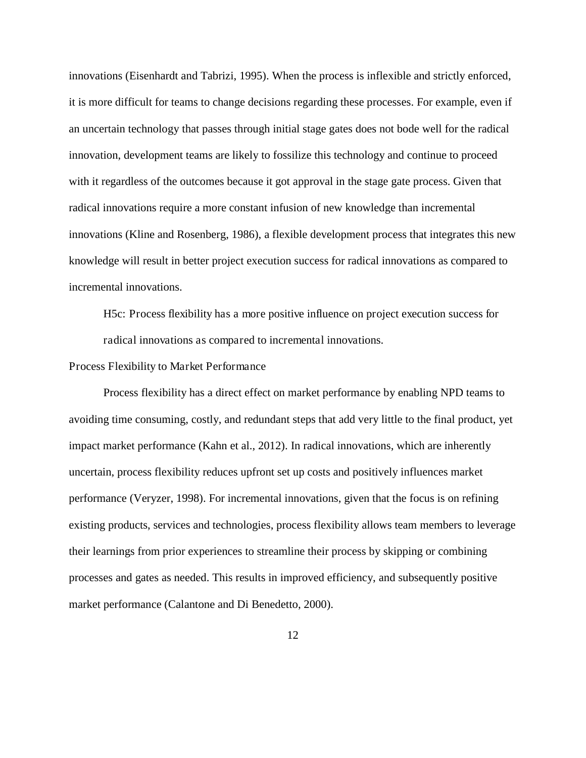innovations (Eisenhardt and Tabrizi, 1995). When the process is inflexible and strictly enforced, it is more difficult for teams to change decisions regarding these processes. For example, even if an uncertain technology that passes through initial stage gates does not bode well for the radical innovation, development teams are likely to fossilize this technology and continue to proceed with it regardless of the outcomes because it got approval in the stage gate process. Given that radical innovations require a more constant infusion of new knowledge than incremental innovations (Kline and Rosenberg, 1986), a flexible development process that integrates this new knowledge will result in better project execution success for radical innovations as compared to incremental innovations.

> H5c: Process flexibility has a more positive influence on project execution success for radical innovations as compared to incremental innovations.

Process Flexibility to Market Performance

Process flexibility has a direct effect on market performance by enabling NPD teams to avoiding time consuming, costly, and redundant steps that add very little to the final product, yet impact market performance (Kahn et al., 2012). In radical innovations, which are inherently uncertain, process flexibility reduces upfront set up costs and positively influences market performance (Veryzer, 1998). For incremental innovations, given that the focus is on refining existing products, services and technologies, process flexibility allows team members to leverage their learnings from prior experiences to streamline their process by skipping or combining processes and gates as needed. This results in improved efficiency, and subsequently positive market performance (Calantone and Di Benedetto, 2000).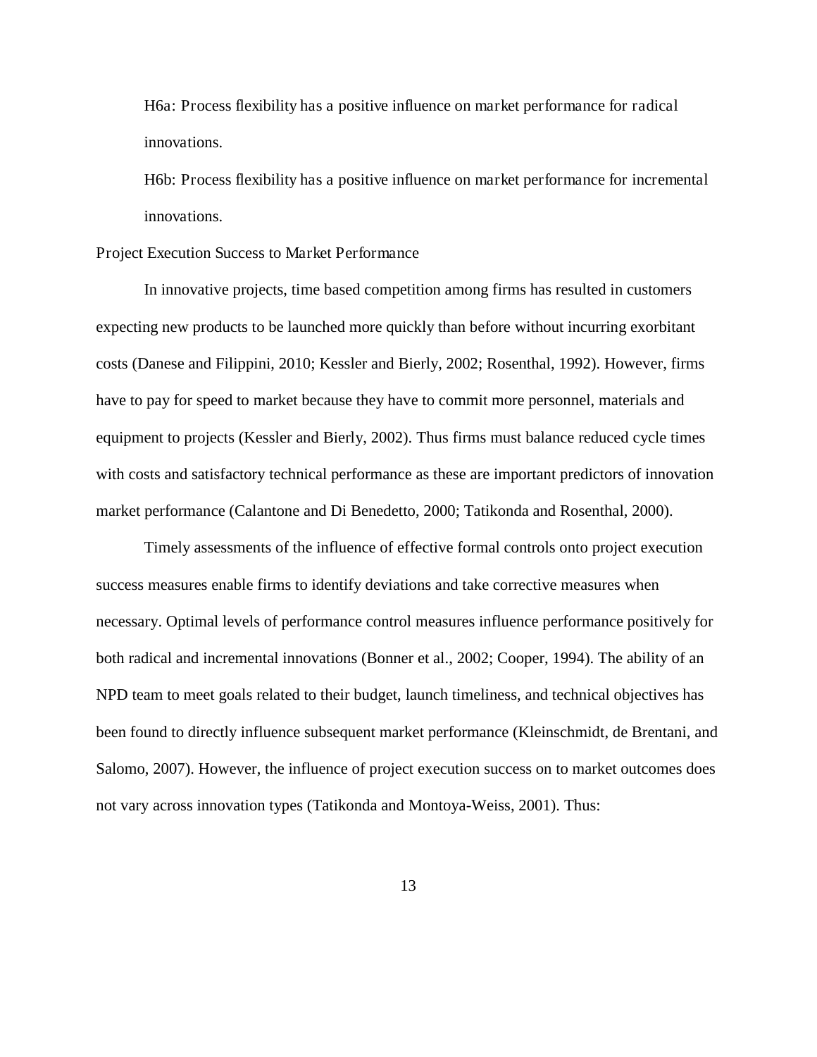H6a: Process flexibility has a positive influence on market performance for radical innovations.

H6b: Process flexibility has a positive influence on market performance for incremental innovations.

Project Execution Success to Market Performance

In innovative projects, time based competition among firms has resulted in customers expecting new products to be launched more quickly than before without incurring exorbitant costs (Danese and Filippini, 2010; Kessler and Bierly, 2002; Rosenthal, 1992). However, firms have to pay for speed to market because they have to commit more personnel, materials and equipment to projects (Kessler and Bierly, 2002). Thus firms must balance reduced cycle times with costs and satisfactory technical performance as these are important predictors of innovation market performance (Calantone and Di Benedetto, 2000; Tatikonda and Rosenthal, 2000).

Timely assessments of the influence of effective formal controls onto project execution success measures enable firms to identify deviations and take corrective measures when necessary. Optimal levels of performance control measures influence performance positively for both radical and incremental innovations (Bonner et al., 2002; Cooper, 1994). The ability of an NPD team to meet goals related to their budget, launch timeliness, and technical objectives has been found to directly influence subsequent market performance (Kleinschmidt, de Brentani, and Salomo, 2007). However, the influence of project execution success on to market outcomes does not vary across innovation types (Tatikonda and Montoya-Weiss, 2001). Thus: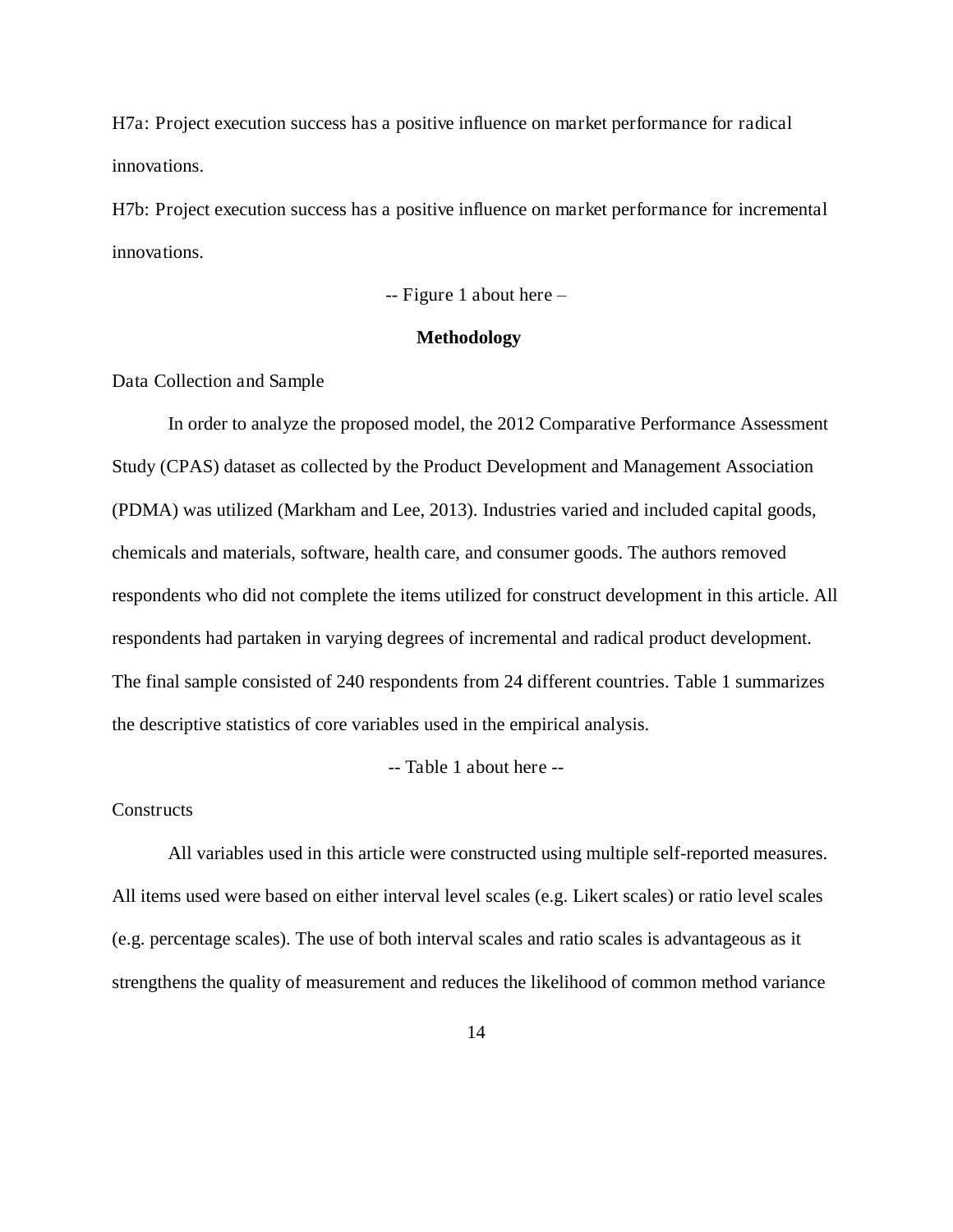H7a: Project execution success has a positive influence on market performance for radical innovations.

H7b: Project execution success has a positive influence on market performance for incremental innovations.

-- Figure 1 about here –

## Methodology

### Data Collection and Sample

In order to analyze the proposed model, the 2012 Comparative Performance Assessment Study (CPAS) dataset as collected by the Product Development and Management Association (PDMA) was utilized (Markham and Lee, 2013). Industries varied and included capital goods, chemicals and materials, software, health care, and consumer goods. The authors removed respondents who did not complete the items utilized for construct development in this article. All respondents had partaken in varying degrees of incremental and radical product development. The final sample consisted of 240 respondents from 24 different countries. Table 1 summarizes the descriptive statistics of core variables used in the empirical analysis.

-- Table 1 about here --

### Constructs

All variables used in this article were constructed using multiple self-reported measures. All items used were based on either interval level scales (e.g. Likert scales) or ratio level scales (e.g. percentage scales). The use of both interval scales and ratio scales is advantageous as it strengthens the quality of measurement and reduces the likelihood of common method variance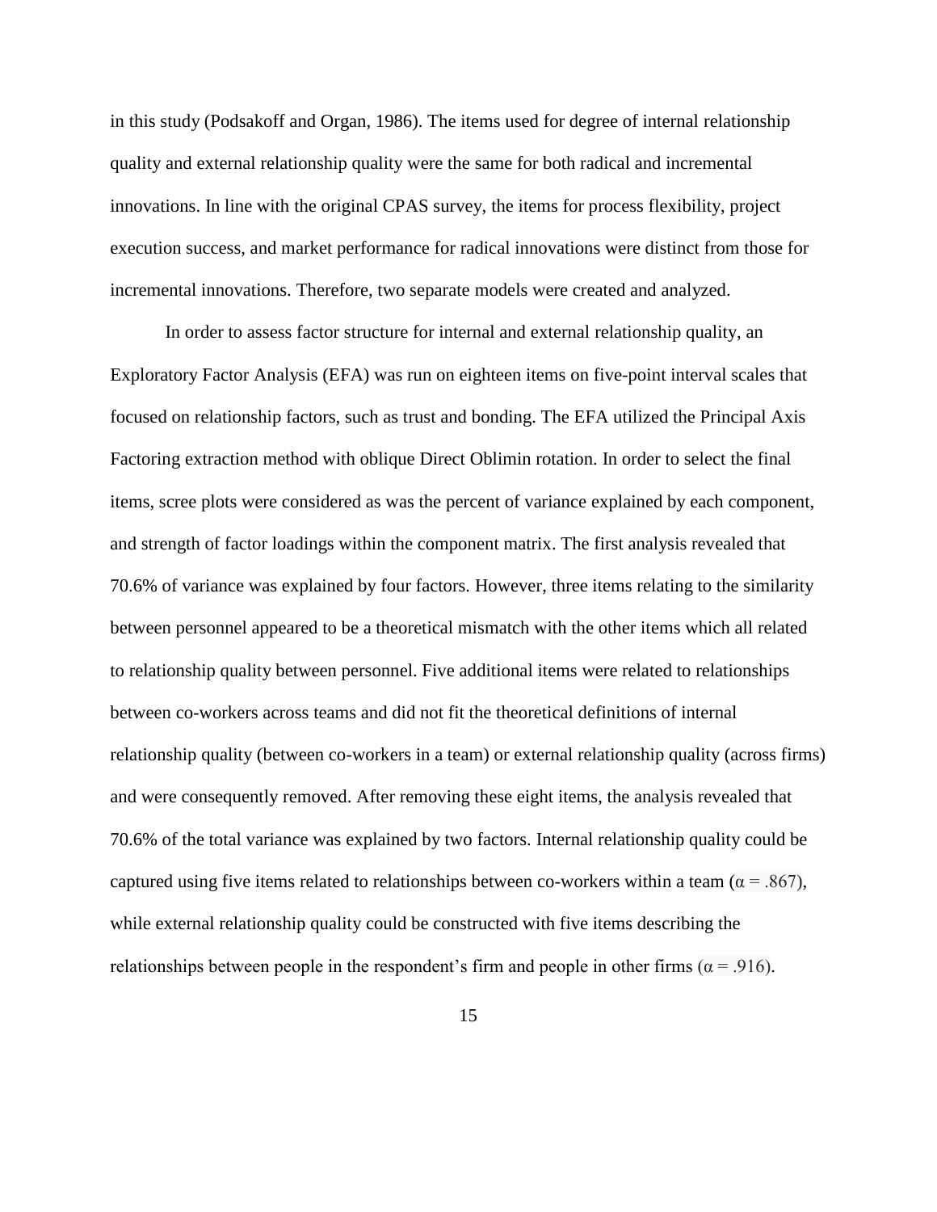in this study (Podsakoff and Organ, 1986). The items used for degree of internal relationship quality and external relationship quality were the same for both radical and incremental innovations. In line with the original CPAS survey, the items for process flexibility, project execution success, and market performance for radical innovations were distinct from those for incremental innovations. Therefore, two separate models were created and analyzed.

In order to assess factor structure for internal and external relationship quality, an Exploratory Factor Analysis (EFA) was run on eighteen items on five-point interval scales that focused on relationship factors, such as trust and bonding. The EFA utilized the Principal Axis Factoring extraction method with oblique Direct Oblimin rotation. In order to select the final items, scree plots were considered as was the percent of variance explained by each component, and strength of factor loadings within the component matrix. The first analysis revealed that 70.6% of variance was explained by four factors. However, three items relating to the similarity between personnel appeared to be a theoretical mismatch with the other items which all related to relationship quality between personnel. Five additional items were related to relationships between co-workers across teams and did not fit the theoretical definitions of internal relationship quality (between co-workers in a team) or external relationship quality (across firms) and were consequently removed. After removing these eight items, the analysis revealed that 70.6% of the total variance was explained by two factors. Internal relationship quality could be captured using five items related to relationships between co-workers within a team ($\alpha = .867$), while external relationship quality could be constructed with five items describing the relationships between people in the respondent's firm and people in other firms ($\alpha = .916$).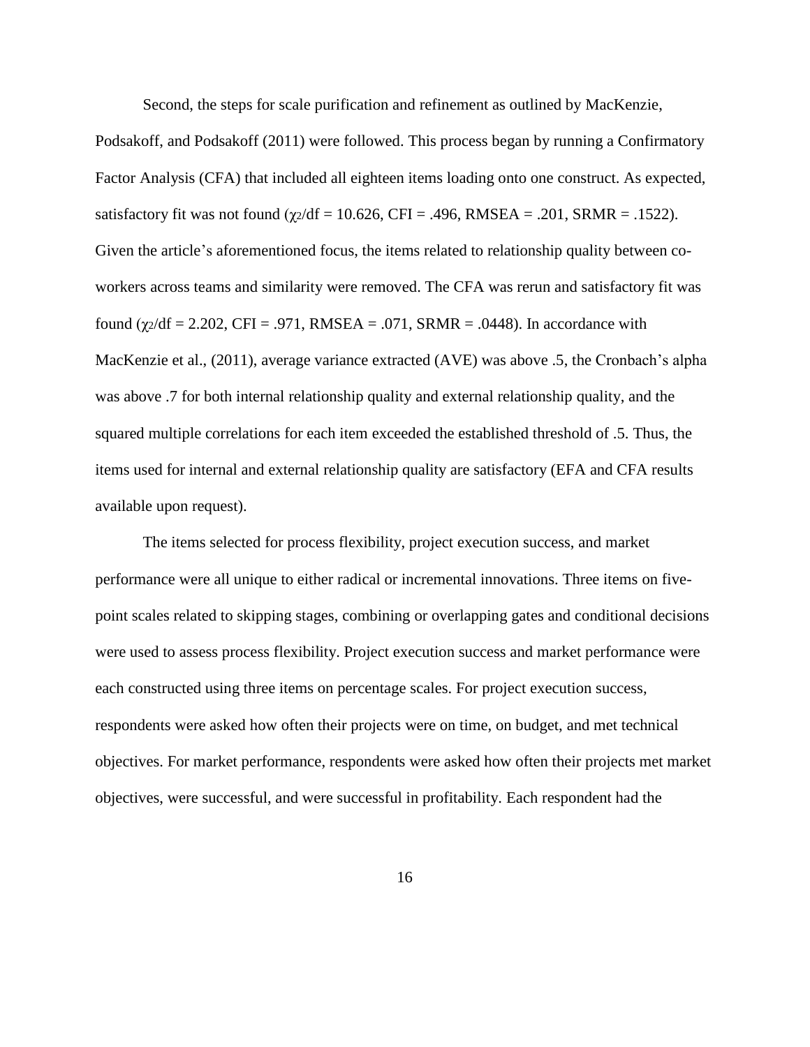Second, the steps for scale purification and refinement as outlined by MacKenzie, Podsakoff, and Podsakoff (2011) were followed. This process began by running a Confirmatory Factor Analysis (CFA) that included all eighteen items loading onto one construct. As expected, satisfactory fit was not found ($\chi^2/df = 10.626$, CFI = .496, RMSEA = .201, SRMR = .1522). Given the article's aforementioned focus, the items related to relationship quality between co-workers across teams and similarity were removed. The CFA was rerun and satisfactory fit was found ($\chi^2/df = 2.202$, CFI = .971, RMSEA = .071, SRMR = .0448). In accordance with MacKenzie et al., (2011), average variance extracted (AVE) was above .5, the Cronbach's alpha was above .7 for both internal relationship quality and external relationship quality, and the squared multiple correlations for each item exceeded the established threshold of .5. Thus, the items used for internal and external relationship quality are satisfactory (EFA and CFA results available upon request).

The items selected for process flexibility, project execution success, and market performance were all unique to either radical or incremental innovations. Three items on five-point scales related to skipping stages, combining or overlapping gates and conditional decisions were used to assess process flexibility. Project execution success and market performance were each constructed using three items on percentage scales. For project execution success, respondents were asked how often their projects were on time, on budget, and met technical objectives. For market performance, respondents were asked how often their projects met market objectives, were successful, and were successful in profitability. Each respondent had the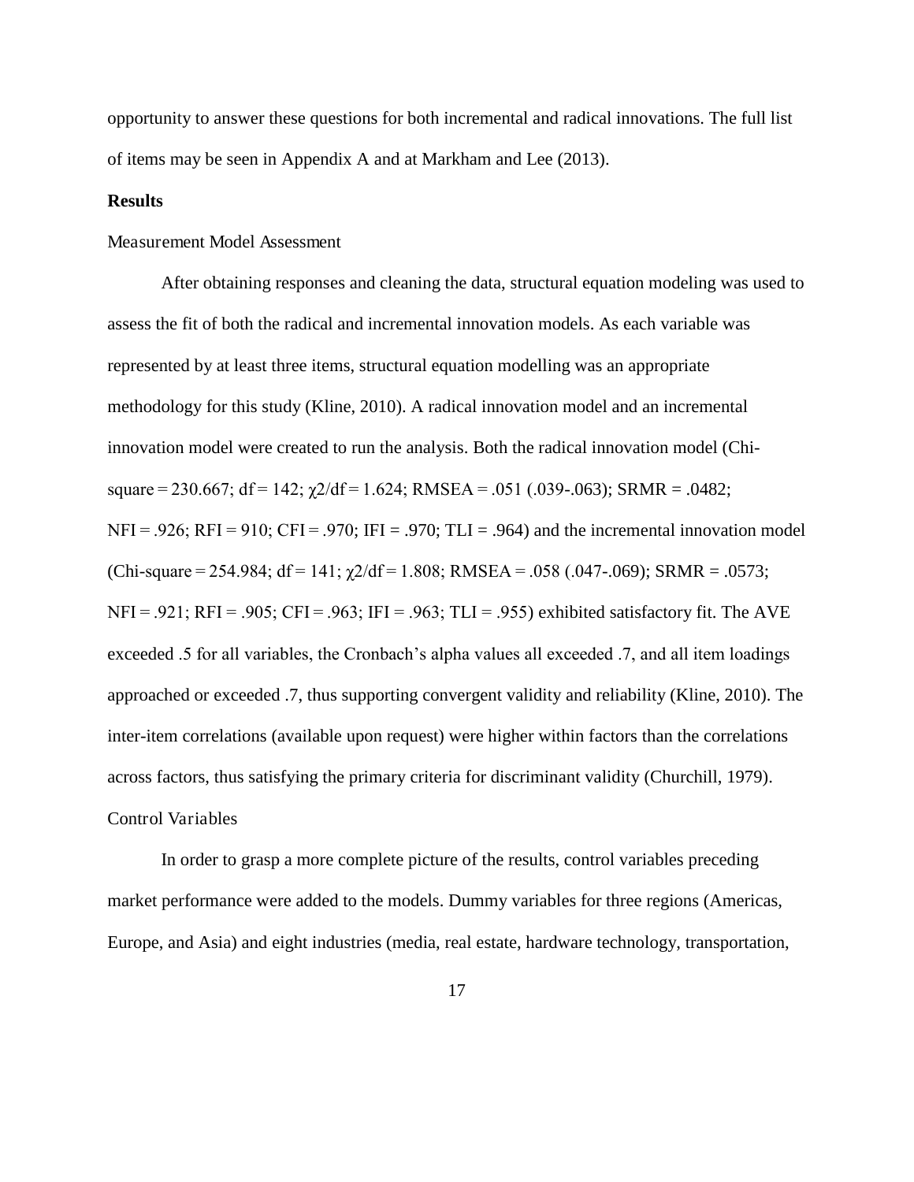opportunity to answer these questions for both incremental and radical innovations. The full list of items may be seen in Appendix A and at Markham and Lee (2013).

## Results

### Measurement Model Assessment

After obtaining responses and cleaning the data, structural equation modeling was used to assess the fit of both the radical and incremental innovation models. As each variable was represented by at least three items, structural equation modelling was an appropriate methodology for this study (Kline, 2010). A radical innovation model and an incremental innovation model were created to run the analysis. Both the radical innovation model (Chi-square = 230.667; df = 142; $\chi 2/\text{df} = 1.624$; RMSEA = .051 (.039-.063); SRMR = .0482; NFI = .926; RFI = 910; CFI = .970; IFI = .970; TLI = .964) and the incremental innovation model (Chi-square = 254.984; df = 141; $\chi 2/\text{df} = 1.808$; RMSEA = .058 (.047-.069); SRMR = .0573; NFI = .921; RFI = .905; CFI = .963; IFI = .963; TLI = .955) exhibited satisfactory fit. The AVE exceeded .5 for all variables, the Cronbach's alpha values all exceeded .7, and all item loadings approached or exceeded .7, thus supporting convergent validity and reliability (Kline, 2010). The inter-item correlations (available upon request) were higher within factors than the correlations across factors, thus satisfying the primary criteria for discriminant validity (Churchill, 1979).

### Control Variables

In order to grasp a more complete picture of the results, control variables preceding market performance were added to the models. Dummy variables for three regions (Americas, Europe, and Asia) and eight industries (media, real estate, hardware technology, transportation,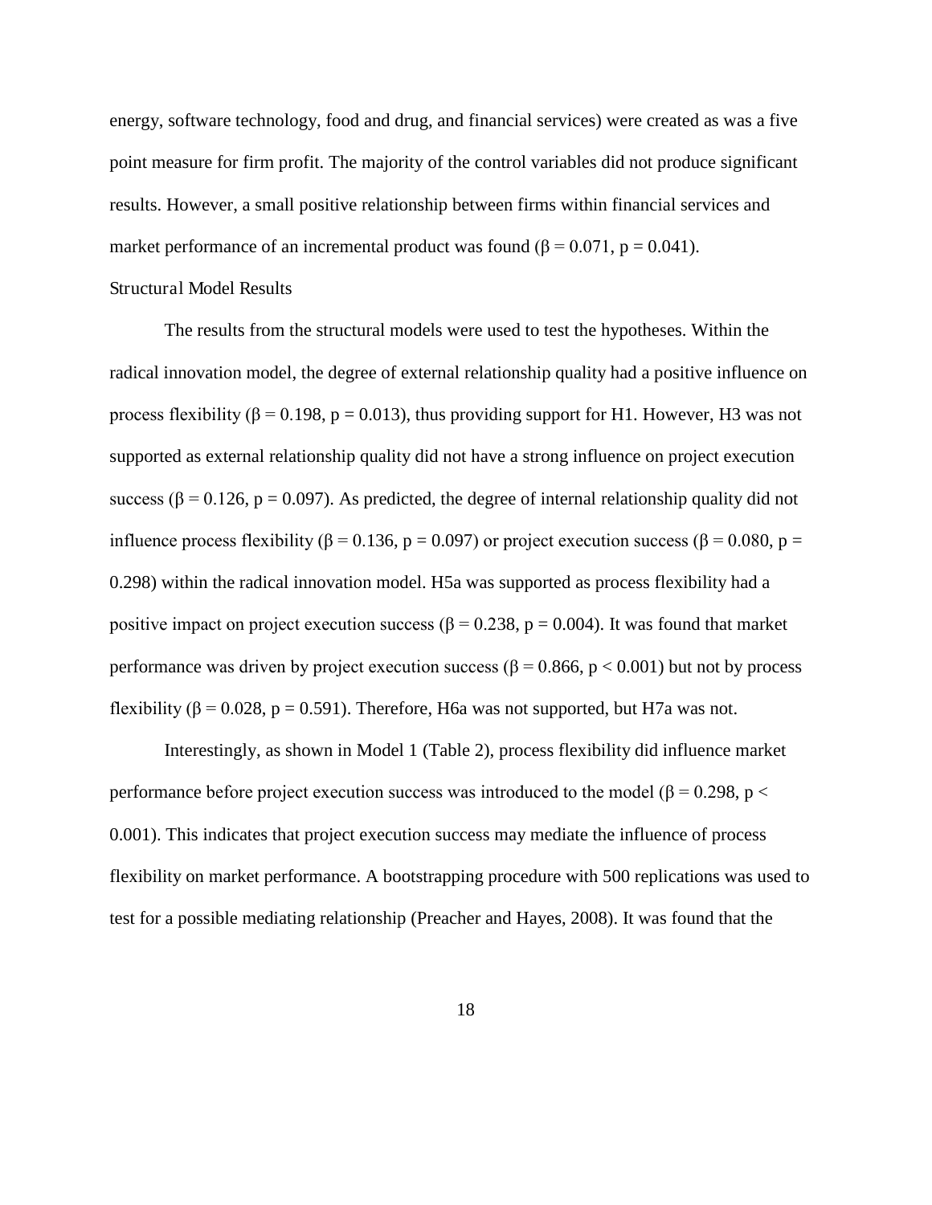energy, software technology, food and drug, and financial services) were created as was a five point measure for firm profit. The majority of the control variables did not produce significant results. However, a small positive relationship between firms within financial services and market performance of an incremental product was found ($\beta = 0.071$, $p = 0.041$).

### Structural Model Results

The results from the structural models were used to test the hypotheses. Within the radical innovation model, the degree of external relationship quality had a positive influence on process flexibility ($\beta = 0.198$, $p = 0.013$), thus providing support for H1. However, H3 was not supported as external relationship quality did not have a strong influence on project execution success ($\beta = 0.126$, $p = 0.097$). As predicted, the degree of internal relationship quality did not influence process flexibility ($\beta = 0.136$, $p = 0.097$) or project execution success ($\beta = 0.080$, $p = 0.298$) within the radical innovation model. H5a was supported as process flexibility had a positive impact on project execution success ($\beta = 0.238$, $p = 0.004$). It was found that market performance was driven by project execution success ($\beta = 0.866$, $p < 0.001$) but not by process flexibility ($\beta = 0.028$, $p = 0.591$). Therefore, H6a was not supported, but H7a was not.

Interestingly, as shown in Model 1 (Table 2), process flexibility did influence market performance before project execution success was introduced to the model ($\beta = 0.298$, $p < 0.001$). This indicates that project execution success may mediate the influence of process flexibility on market performance. A bootstrapping procedure with 500 replications was used to test for a possible mediating relationship (Preacher and Hayes, 2008). It was found that the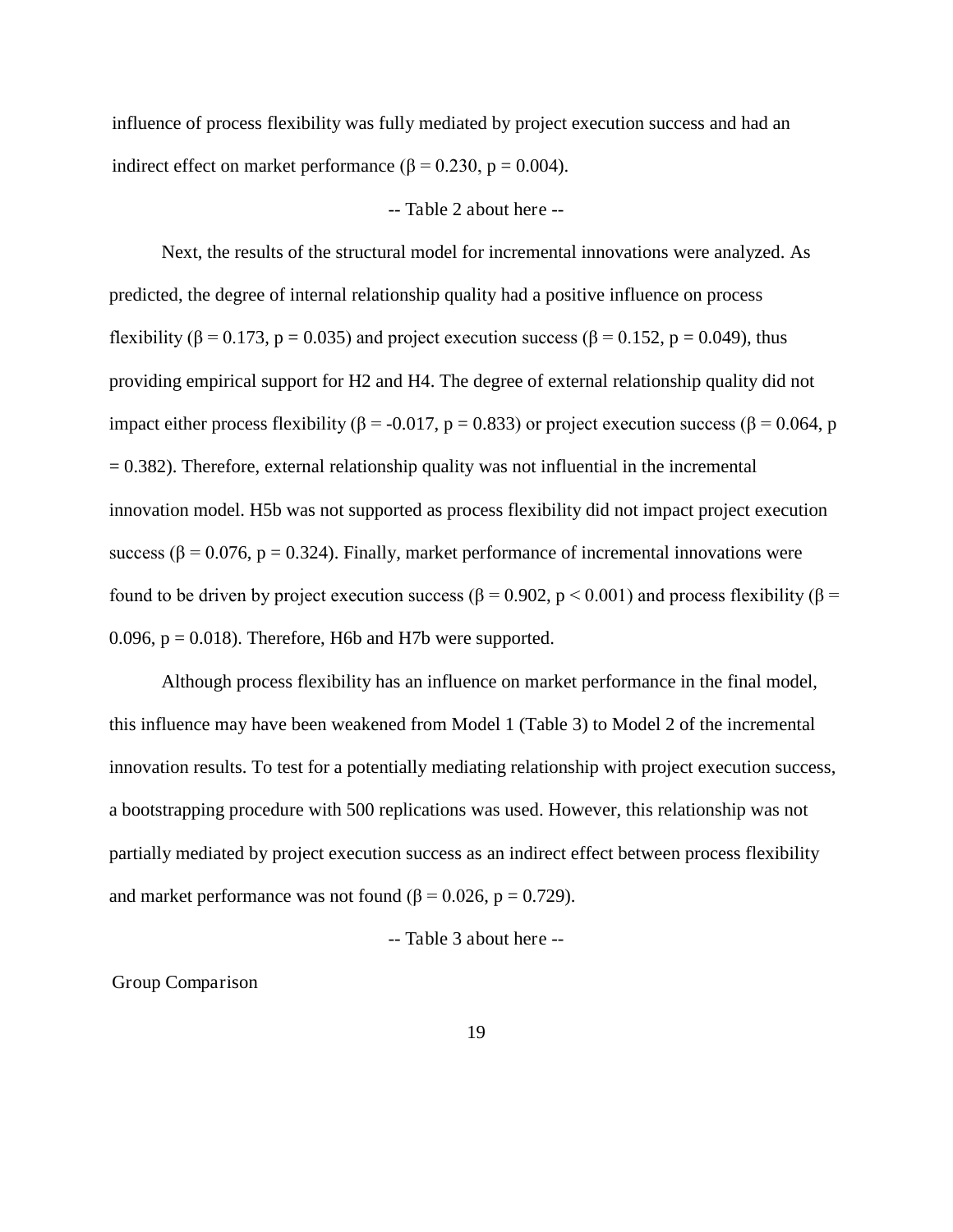influence of process flexibility was fully mediated by project execution success and had an indirect effect on market performance ($\beta = 0.230$, $p = 0.004$).

-- Table 2 about here --

Next, the results of the structural model for incremental innovations were analyzed. As predicted, the degree of internal relationship quality had a positive influence on process flexibility ($\beta = 0.173$, $p = 0.035$) and project execution success ($\beta = 0.152$, $p = 0.049$), thus providing empirical support for H2 and H4. The degree of external relationship quality did not impact either process flexibility ($\beta = -0.017$, $p = 0.833$) or project execution success ($\beta = 0.064$, $p = 0.382$). Therefore, external relationship quality was not influential in the incremental innovation model. H5b was not supported as process flexibility did not impact project execution success ($\beta = 0.076$, $p = 0.324$). Finally, market performance of incremental innovations were found to be driven by project execution success ($\beta = 0.902$, $p < 0.001$) and process flexibility ($\beta = 0.096$, $p = 0.018$). Therefore, H6b and H7b were supported.

Although process flexibility has an influence on market performance in the final model, this influence may have been weakened from Model 1 (Table 3) to Model 2 of the incremental innovation results. To test for a potentially mediating relationship with project execution success, a bootstrapping procedure with 500 replications was used. However, this relationship was not partially mediated by project execution success as an indirect effect between process flexibility and market performance was not found ($\beta = 0.026$, $p = 0.729$).

-- Table 3 about here --

Group Comparison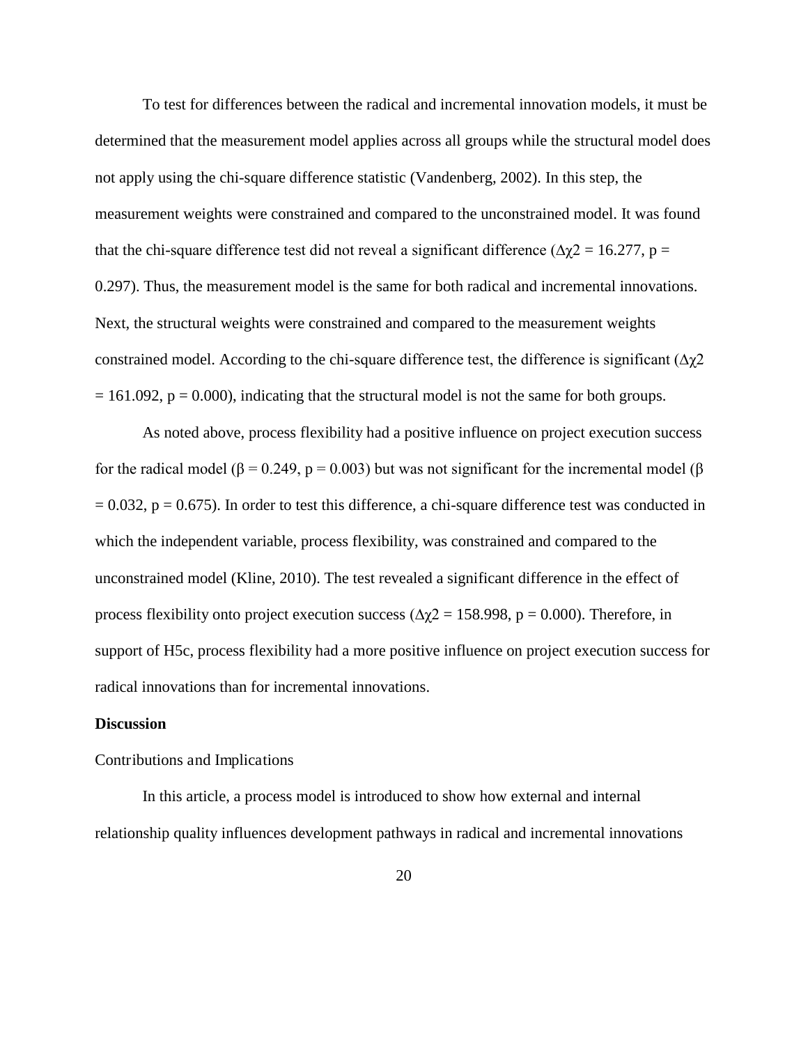To test for differences between the radical and incremental innovation models, it must be determined that the measurement model applies across all groups while the structural model does not apply using the chi-square difference statistic (Vandenberg, 2002). In this step, the measurement weights were constrained and compared to the unconstrained model. It was found that the chi-square difference test did not reveal a significant difference ($\Delta\chi^2 = 16.277$, $p = 0.297$). Thus, the measurement model is the same for both radical and incremental innovations. Next, the structural weights were constrained and compared to the measurement weights constrained model. According to the chi-square difference test, the difference is significant ($\Delta\chi^2 = 161.092$, $p = 0.000$), indicating that the structural model is not the same for both groups.

As noted above, process flexibility had a positive influence on project execution success for the radical model ($\beta = 0.249$, $p = 0.003$) but was not significant for the incremental model ($\beta = 0.032$, $p = 0.675$). In order to test this difference, a chi-square difference test was conducted in which the independent variable, process flexibility, was constrained and compared to the unconstrained model (Kline, 2010). The test revealed a significant difference in the effect of process flexibility onto project execution success ($\Delta\chi^2 = 158.998$, $p = 0.000$). Therefore, in support of H5c, process flexibility had a more positive influence on project execution success for radical innovations than for incremental innovations.

## Discussion

### Contributions and Implications

In this article, a process model is introduced to show how external and internal relationship quality influences development pathways in radical and incremental innovations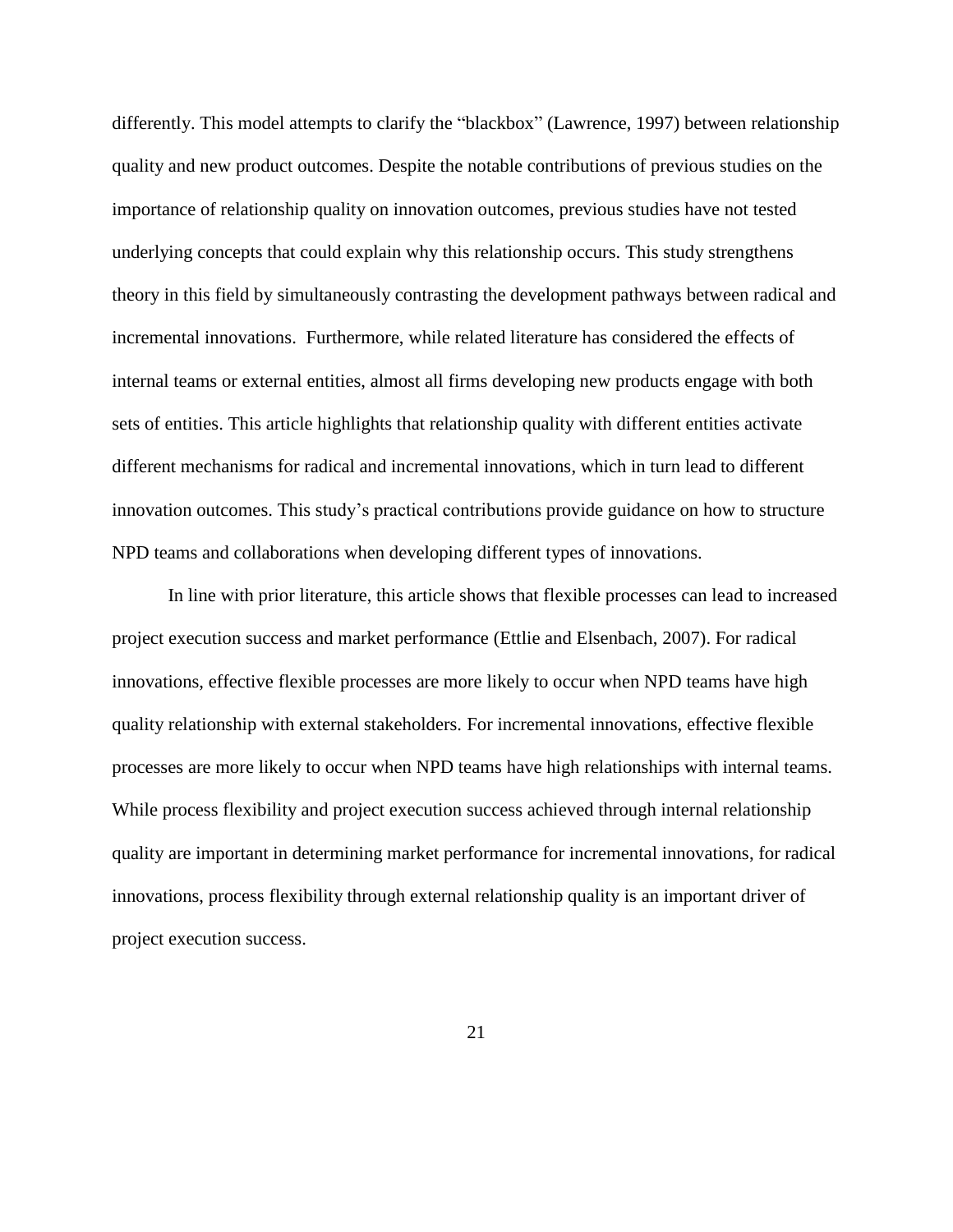differently. This model attempts to clarify the "blackbox" (Lawrence, 1997) between relationship quality and new product outcomes. Despite the notable contributions of previous studies on the importance of relationship quality on innovation outcomes, previous studies have not tested underlying concepts that could explain why this relationship occurs. This study strengthens theory in this field by simultaneously contrasting the development pathways between radical and incremental innovations. Furthermore, while related literature has considered the effects of internal teams or external entities, almost all firms developing new products engage with both sets of entities. This article highlights that relationship quality with different entities activate different mechanisms for radical and incremental innovations, which in turn lead to different innovation outcomes. This study's practical contributions provide guidance on how to structure NPD teams and collaborations when developing different types of innovations.

In line with prior literature, this article shows that flexible processes can lead to increased project execution success and market performance (Ettlie and Elsenbach, 2007). For radical innovations, effective flexible processes are more likely to occur when NPD teams have high quality relationship with external stakeholders. For incremental innovations, effective flexible processes are more likely to occur when NPD teams have high relationships with internal teams. While process flexibility and project execution success achieved through internal relationship quality are important in determining market performance for incremental innovations, for radical innovations, process flexibility through external relationship quality is an important driver of project execution success.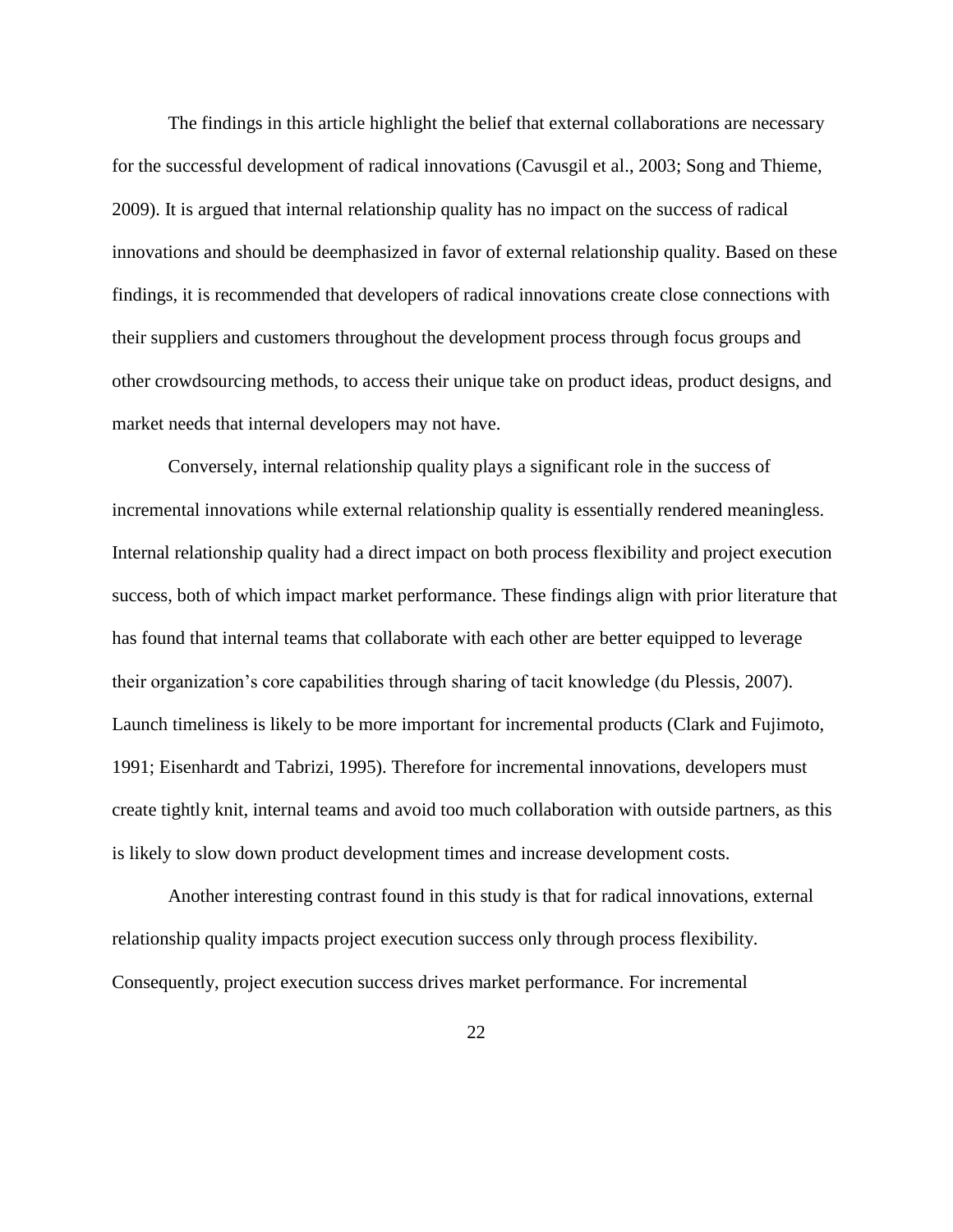The findings in this article highlight the belief that external collaborations are necessary for the successful development of radical innovations (Cavusgil et al., 2003; Song and Thieme, 2009). It is argued that internal relationship quality has no impact on the success of radical innovations and should be deemphasized in favor of external relationship quality. Based on these findings, it is recommended that developers of radical innovations create close connections with their suppliers and customers throughout the development process through focus groups and other crowdsourcing methods, to access their unique take on product ideas, product designs, and market needs that internal developers may not have.

Conversely, internal relationship quality plays a significant role in the success of incremental innovations while external relationship quality is essentially rendered meaningless. Internal relationship quality had a direct impact on both process flexibility and project execution success, both of which impact market performance. These findings align with prior literature that has found that internal teams that collaborate with each other are better equipped to leverage their organization's core capabilities through sharing of tacit knowledge (du Plessis, 2007). Launch timeliness is likely to be more important for incremental products (Clark and Fujimoto, 1991; Eisenhardt and Tabrizi, 1995). Therefore for incremental innovations, developers must create tightly knit, internal teams and avoid too much collaboration with outside partners, as this is likely to slow down product development times and increase development costs.

Another interesting contrast found in this study is that for radical innovations, external relationship quality impacts project execution success only through process flexibility. Consequently, project execution success drives market performance. For incremental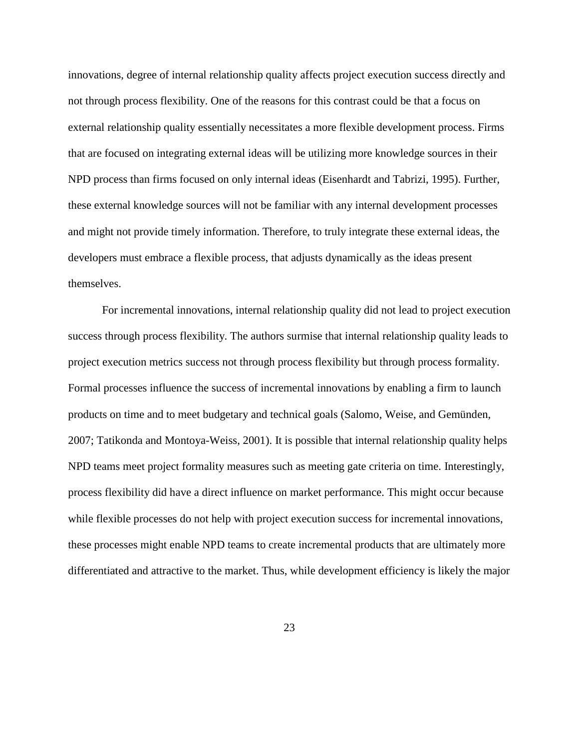innovations, degree of internal relationship quality affects project execution success directly and not through process flexibility. One of the reasons for this contrast could be that a focus on external relationship quality essentially necessitates a more flexible development process. Firms that are focused on integrating external ideas will be utilizing more knowledge sources in their NPD process than firms focused on only internal ideas (Eisenhardt and Tabrizi, 1995). Further, these external knowledge sources will not be familiar with any internal development processes and might not provide timely information. Therefore, to truly integrate these external ideas, the developers must embrace a flexible process, that adjusts dynamically as the ideas present themselves.

For incremental innovations, internal relationship quality did not lead to project execution success through process flexibility. The authors surmise that internal relationship quality leads to project execution metrics success not through process flexibility but through process formality. Formal processes influence the success of incremental innovations by enabling a firm to launch products on time and to meet budgetary and technical goals (Salomo, Weise, and Gemünden, 2007; Tatikonda and Montoya-Weiss, 2001). It is possible that internal relationship quality helps NPD teams meet project formality measures such as meeting gate criteria on time. Interestingly, process flexibility did have a direct influence on market performance. This might occur because while flexible processes do not help with project execution success for incremental innovations, these processes might enable NPD teams to create incremental products that are ultimately more differentiated and attractive to the market. Thus, while development efficiency is likely the major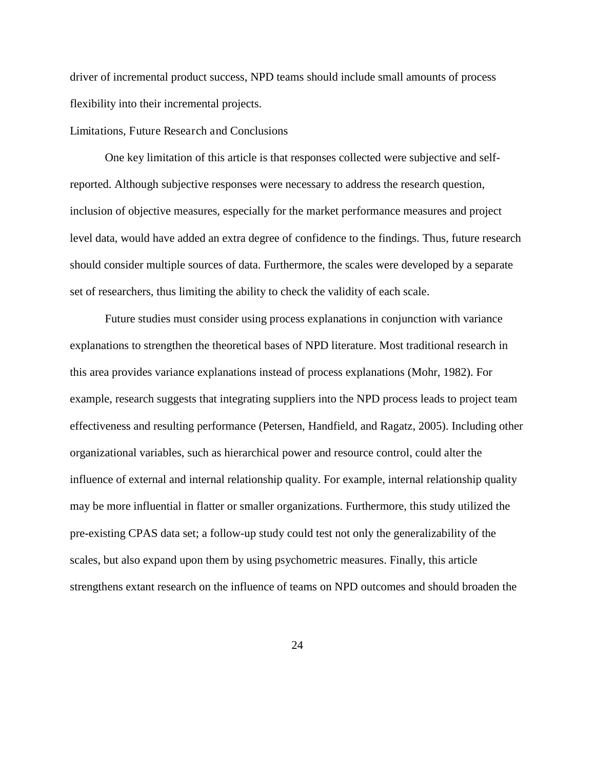driver of incremental product success, NPD teams should include small amounts of process flexibility into their incremental projects.

## Limitations, Future Research and Conclusions

One key limitation of this article is that responses collected were subjective and self-reported. Although subjective responses were necessary to address the research question, inclusion of objective measures, especially for the market performance measures and project level data, would have added an extra degree of confidence to the findings. Thus, future research should consider multiple sources of data. Furthermore, the scales were developed by a separate set of researchers, thus limiting the ability to check the validity of each scale.

Future studies must consider using process explanations in conjunction with variance explanations to strengthen the theoretical bases of NPD literature. Most traditional research in this area provides variance explanations instead of process explanations (Mohr, 1982). For example, research suggests that integrating suppliers into the NPD process leads to project team effectiveness and resulting performance (Petersen, Handfield, and Ragatz, 2005). Including other organizational variables, such as hierarchical power and resource control, could alter the influence of external and internal relationship quality. For example, internal relationship quality may be more influential in flatter or smaller organizations. Furthermore, this study utilized the pre-existing CPAS data set; a follow-up study could test not only the generalizability of the scales, but also expand upon them by using psychometric measures. Finally, this article strengthens extant research on the influence of teams on NPD outcomes and should broaden the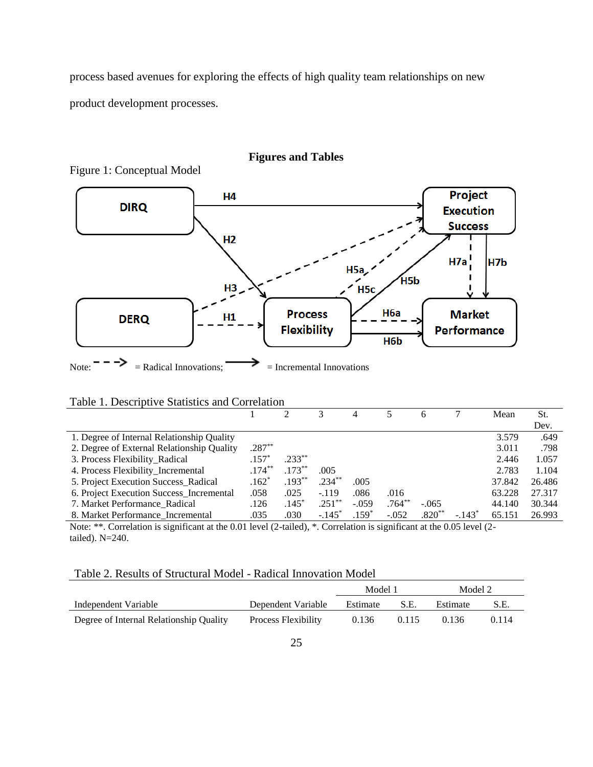process based avenues for exploring the effects of high quality team relationships on new product development processes.

## Figures and Tables

Figure 1: Conceptual Model

Note: - - -> = Radical Innovations; ——> = Incremental Innovations

Table 1. Descriptive Statistics and Correlation

| | 1 | 2 | 3 | 4 | 5 | 6 | 7 | Mean | St. Dev. |
|---|---|---|---|---|---|---|---|---|---|
| 1. Degree of Internal Relationship Quality | | | | | | | | 3.579 | .649 |
| 2. Degree of External Relationship Quality | .287** | | | | | | | 3.011 | .798 |
| 3. Process Flexibility_Radical | .157* | .233** | | | | | | 2.446 | 1.057 |
| 4. Process Flexibility_Incremental | .174** | .173** | .005 | | | | | 2.783 | 1.104 |
| 5. Project Execution Success_Radical | .162* | .193** | .234** | .005 | | | | 37.842 | 26.486 |
| 6. Project Execution Success_Incremental | .058 | .025 | -.119 | .086 | .016 | | | 63.228 | 27.317 |
| 7. Market Performance_Radical | .126 | .145* | .251** | -.059 | .764** | -.065 | | 44.140 | 30.344 |
| 8. Market Performance_Incremental | .035 | .030 | -.145* | .159* | -.052 | .820** | -.143* | 65.151 | 26.993 |

Note: **. Correlation is significant at the 0.01 level (2-tailed), *. Correlation is significant at the 0.05 level (2-tailed). N=240.

Table 2. Results of Structural Model - Radical Innovation Model

| | | Model 1 | | Model 2 | |
|---|---|---|---|---|---|
| Independent Variable | Dependent Variable | Estimate | S.E. | Estimate | S.E. |
| Degree of Internal Relationship Quality | Process Flexibility | 0.136 | 0.115 | 0.136 | 0.114 |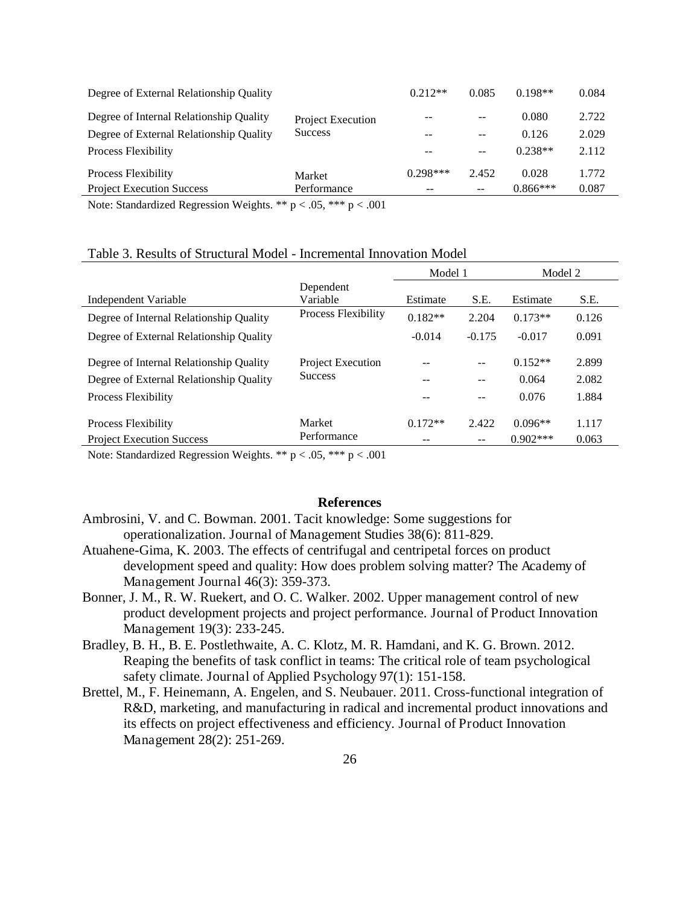| | | | | | |
|---|---|---|---|---|---|
| Degree of External Relationship Quality | | 0.212** | 0.085 | 0.198** | 0.084 |
| Degree of Internal Relationship Quality | Project Execution Success | -- | -- | 0.080 | 2.722 |
| Degree of External Relationship Quality | | -- | -- | 0.126 | 2.029 |
| Process Flexibility | | -- | -- | 0.238** | 2.112 |
| Process Flexibility | Market Performance | 0.298*** | 2.452 | 0.028 | 1.772 |
| Project Execution Success | | -- | -- | 0.866*** | 0.087 |

Note: Standardized Regression Weights. ** p < .05, *** p < .001

Table 3. Results of Structural Model - Incremental Innovation Model

| | | Model 1 | | Model 2 | |
|---|---|---|---|---|---|
| Independent Variable | Dependent Variable | Estimate | S.E. | Estimate | S.E. |
| Degree of Internal Relationship Quality | Process Flexibility | 0.182** | 2.204 | 0.173** | 0.126 |
| Degree of External Relationship Quality | | -0.014 | -0.175 | -0.017 | 0.091 |
| Degree of Internal Relationship Quality | Project Execution Success | -- | -- | 0.152** | 2.899 |
| Degree of External Relationship Quality | | -- | -- | 0.064 | 2.082 |
| Process Flexibility | | -- | -- | 0.076 | 1.884 |
| Process Flexibility | Market Performance | 0.172** | 2.422 | 0.096** | 1.117 |
| Project Execution Success | | -- | -- | 0.902*** | 0.063 |

Note: Standardized Regression Weights. ** p < .05, *** p < .001

## References

Ambrosini, V. and C. Bowman. 2001. Tacit knowledge: Some suggestions for operationalization. Journal of Management Studies 38(6): 811-829.

Atuahene-Gima, K. 2003. The effects of centrifugal and centripetal forces on product development speed and quality: How does problem solving matter? The Academy of Management Journal 46(3): 359-373.

Bonner, J. M., R. W. Ruekert, and O. C. Walker. 2002. Upper management control of new product development projects and project performance. Journal of Product Innovation Management 19(3): 233-245.

Bradley, B. H., B. E. Postlethwaite, A. C. Klotz, M. R. Hamdani, and K. G. Brown. 2012. Reaping the benefits of task conflict in teams: The critical role of team psychological safety climate. Journal of Applied Psychology 97(1): 151-158.

Brettel, M., F. Heinemann, A. Engelen, and S. Neubauer. 2011. Cross-functional integration of R&D, marketing, and manufacturing in radical and incremental product innovations and its effects on project effectiveness and efficiency. Journal of Product Innovation Management 28(2): 251-269.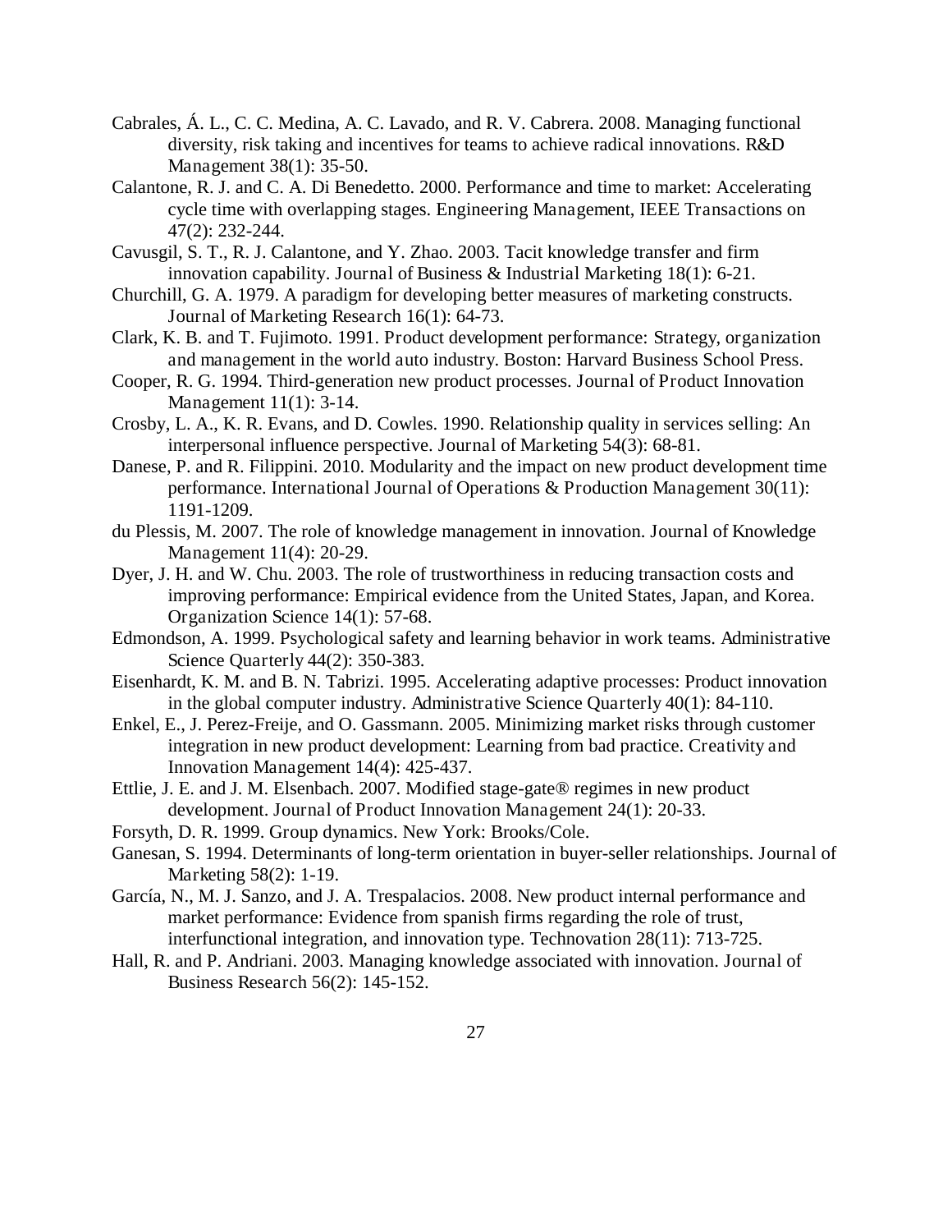Cabrales, Á. L., C. C. Medina, A. C. Lavado, and R. V. Cabrera. 2008. Managing functional diversity, risk taking and incentives for teams to achieve radical innovations. R&D Management 38(1): 35-50.

Calantone, R. J. and C. A. Di Benedetto. 2000. Performance and time to market: Accelerating cycle time with overlapping stages. Engineering Management, IEEE Transactions on 47(2): 232-244.

Cavusgil, S. T., R. J. Calantone, and Y. Zhao. 2003. Tacit knowledge transfer and firm innovation capability. Journal of Business & Industrial Marketing 18(1): 6-21.

Churchill, G. A. 1979. A paradigm for developing better measures of marketing constructs. Journal of Marketing Research 16(1): 64-73.

Clark, K. B. and T. Fujimoto. 1991. Product development performance: Strategy, organization and management in the world auto industry. Boston: Harvard Business School Press.

Cooper, R. G. 1994. Third-generation new product processes. Journal of Product Innovation Management 11(1): 3-14.

Crosby, L. A., K. R. Evans, and D. Cowles. 1990. Relationship quality in services selling: An interpersonal influence perspective. Journal of Marketing 54(3): 68-81.

Danese, P. and R. Filippini. 2010. Modularity and the impact on new product development time performance. International Journal of Operations & Production Management 30(11): 1191-1209.

du Plessis, M. 2007. The role of knowledge management in innovation. Journal of Knowledge Management 11(4): 20-29.

Dyer, J. H. and W. Chu. 2003. The role of trustworthiness in reducing transaction costs and improving performance: Empirical evidence from the United States, Japan, and Korea. Organization Science 14(1): 57-68.

Edmondson, A. 1999. Psychological safety and learning behavior in work teams. Administrative Science Quarterly 44(2): 350-383.

Eisenhardt, K. M. and B. N. Tabrizi. 1995. Accelerating adaptive processes: Product innovation in the global computer industry. Administrative Science Quarterly 40(1): 84-110.

Enkel, E., J. Perez-Freije, and O. Gassmann. 2005. Minimizing market risks through customer integration in new product development: Learning from bad practice. Creativity and Innovation Management 14(4): 425-437.

Ettlie, J. E. and J. M. Elsenbach. 2007. Modified stage-gate® regimes in new product development. Journal of Product Innovation Management 24(1): 20-33.

Forsyth, D. R. 1999. Group dynamics. New York: Brooks/Cole.

Ganesan, S. 1994. Determinants of long-term orientation in buyer-seller relationships. Journal of Marketing 58(2): 1-19.

García, N., M. J. Sanzo, and J. A. Trespalacios. 2008. New product internal performance and market performance: Evidence from spanish firms regarding the role of trust, interfunctional integration, and innovation type. Technovation 28(11): 713-725.

Hall, R. and P. Andriani. 2003. Managing knowledge associated with innovation. Journal of Business Research 56(2): 145-152.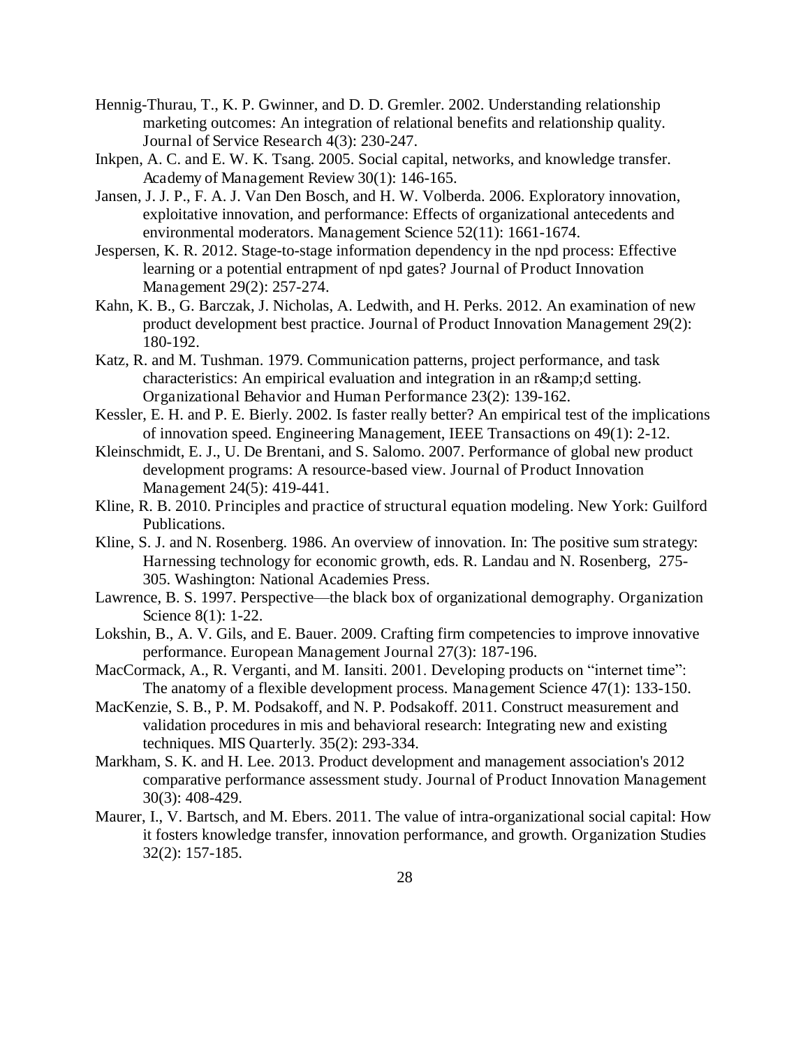Hennig-Thurau, T., K. P. Gwinner, and D. D. Gremler. 2002. Understanding relationship marketing outcomes: An integration of relational benefits and relationship quality. Journal of Service Research 4(3): 230-247.

Inkpen, A. C. and E. W. K. Tsang. 2005. Social capital, networks, and knowledge transfer. Academy of Management Review 30(1): 146-165.

Jansen, J. J. P., F. A. J. Van Den Bosch, and H. W. Volberda. 2006. Exploratory innovation, exploitative innovation, and performance: Effects of organizational antecedents and environmental moderators. Management Science 52(11): 1661-1674.

Jespersen, K. R. 2012. Stage-to-stage information dependency in the npd process: Effective learning or a potential entrapment of npd gates? Journal of Product Innovation Management 29(2): 257-274.

Kahn, K. B., G. Barczak, J. Nicholas, A. Ledwith, and H. Perks. 2012. An examination of new product development best practice. Journal of Product Innovation Management 29(2): 180-192.

Katz, R. and M. Tushman. 1979. Communication patterns, project performance, and task characteristics: An empirical evaluation and integration in an r&amp;d setting. Organizational Behavior and Human Performance 23(2): 139-162.

Kessler, E. H. and P. E. Bierly. 2002. Is faster really better? An empirical test of the implications of innovation speed. Engineering Management, IEEE Transactions on 49(1): 2-12.

Kleinschmidt, E. J., U. De Brentani, and S. Salomo. 2007. Performance of global new product development programs: A resource-based view. Journal of Product Innovation Management 24(5): 419-441.

Kline, R. B. 2010. Principles and practice of structural equation modeling. New York: Guilford Publications.

Kline, S. J. and N. Rosenberg. 1986. An overview of innovation. In: The positive sum strategy: Harnessing technology for economic growth, eds. R. Landau and N. Rosenberg, 275-305. Washington: National Academies Press.

Lawrence, B. S. 1997. Perspective—the black box of organizational demography. Organization Science 8(1): 1-22.

Lokshin, B., A. V. Gils, and E. Bauer. 2009. Crafting firm competencies to improve innovative performance. European Management Journal 27(3): 187-196.

MacCormack, A., R. Verganti, and M. Iansiti. 2001. Developing products on "internet time": The anatomy of a flexible development process. Management Science 47(1): 133-150.

MacKenzie, S. B., P. M. Podsakoff, and N. P. Podsakoff. 2011. Construct measurement and validation procedures in mis and behavioral research: Integrating new and existing techniques. MIS Quarterly. 35(2): 293-334.

Markham, S. K. and H. Lee. 2013. Product development and management association's 2012 comparative performance assessment study. Journal of Product Innovation Management 30(3): 408-429.

Maurer, I., V. Bartsch, and M. Ebers. 2011. The value of intra-organizational social capital: How it fosters knowledge transfer, innovation performance, and growth. Organization Studies 32(2): 157-185.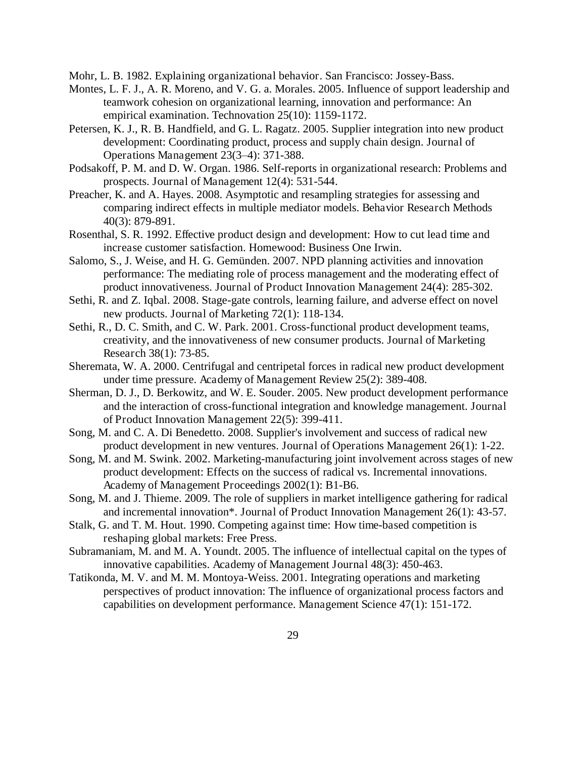Mohr, L. B. 1982. Explaining organizational behavior. San Francisco: Jossey-Bass.

Montes, L. F. J., A. R. Moreno, and V. G. a. Morales. 2005. Influence of support leadership and teamwork cohesion on organizational learning, innovation and performance: An empirical examination. Technovation 25(10): 1159-1172.

Petersen, K. J., R. B. Handfield, and G. L. Ragatz. 2005. Supplier integration into new product development: Coordinating product, process and supply chain design. Journal of Operations Management 23(3–4): 371-388.

Podsakoff, P. M. and D. W. Organ. 1986. Self-reports in organizational research: Problems and prospects. Journal of Management 12(4): 531-544.

Preacher, K. and A. Hayes. 2008. Asymptotic and resampling strategies for assessing and comparing indirect effects in multiple mediator models. Behavior Research Methods 40(3): 879-891.

Rosenthal, S. R. 1992. Effective product design and development: How to cut lead time and increase customer satisfaction. Homewood: Business One Irwin.

Salomo, S., J. Weise, and H. G. Gemünden. 2007. NPD planning activities and innovation performance: The mediating role of process management and the moderating effect of product innovativeness. Journal of Product Innovation Management 24(4): 285-302.

Sethi, R. and Z. Iqbal. 2008. Stage-gate controls, learning failure, and adverse effect on novel new products. Journal of Marketing 72(1): 118-134.

Sethi, R., D. C. Smith, and C. W. Park. 2001. Cross-functional product development teams, creativity, and the innovativeness of new consumer products. Journal of Marketing Research 38(1): 73-85.

Sheremata, W. A. 2000. Centrifugal and centripetal forces in radical new product development under time pressure. Academy of Management Review 25(2): 389-408.

Sherman, D. J., D. Berkowitz, and W. E. Souder. 2005. New product development performance and the interaction of cross-functional integration and knowledge management. Journal of Product Innovation Management 22(5): 399-411.

Song, M. and C. A. Di Benedetto. 2008. Supplier's involvement and success of radical new product development in new ventures. Journal of Operations Management 26(1): 1-22.

Song, M. and M. Swink. 2002. Marketing-manufacturing joint involvement across stages of new product development: Effects on the success of radical vs. Incremental innovations. Academy of Management Proceedings 2002(1): B1-B6.

Song, M. and J. Thieme. 2009. The role of suppliers in market intelligence gathering for radical and incremental innovation*. Journal of Product Innovation Management 26(1): 43-57.

Stalk, G. and T. M. Hout. 1990. Competing against time: How time-based competition is reshaping global markets: Free Press.

Subramaniam, M. and M. A. Youndt. 2005. The influence of intellectual capital on the types of innovative capabilities. Academy of Management Journal 48(3): 450-463.

Tatikonda, M. V. and M. M. Montoya-Weiss. 2001. Integrating operations and marketing perspectives of product innovation: The influence of organizational process factors and capabilities on development performance. Management Science 47(1): 151-172.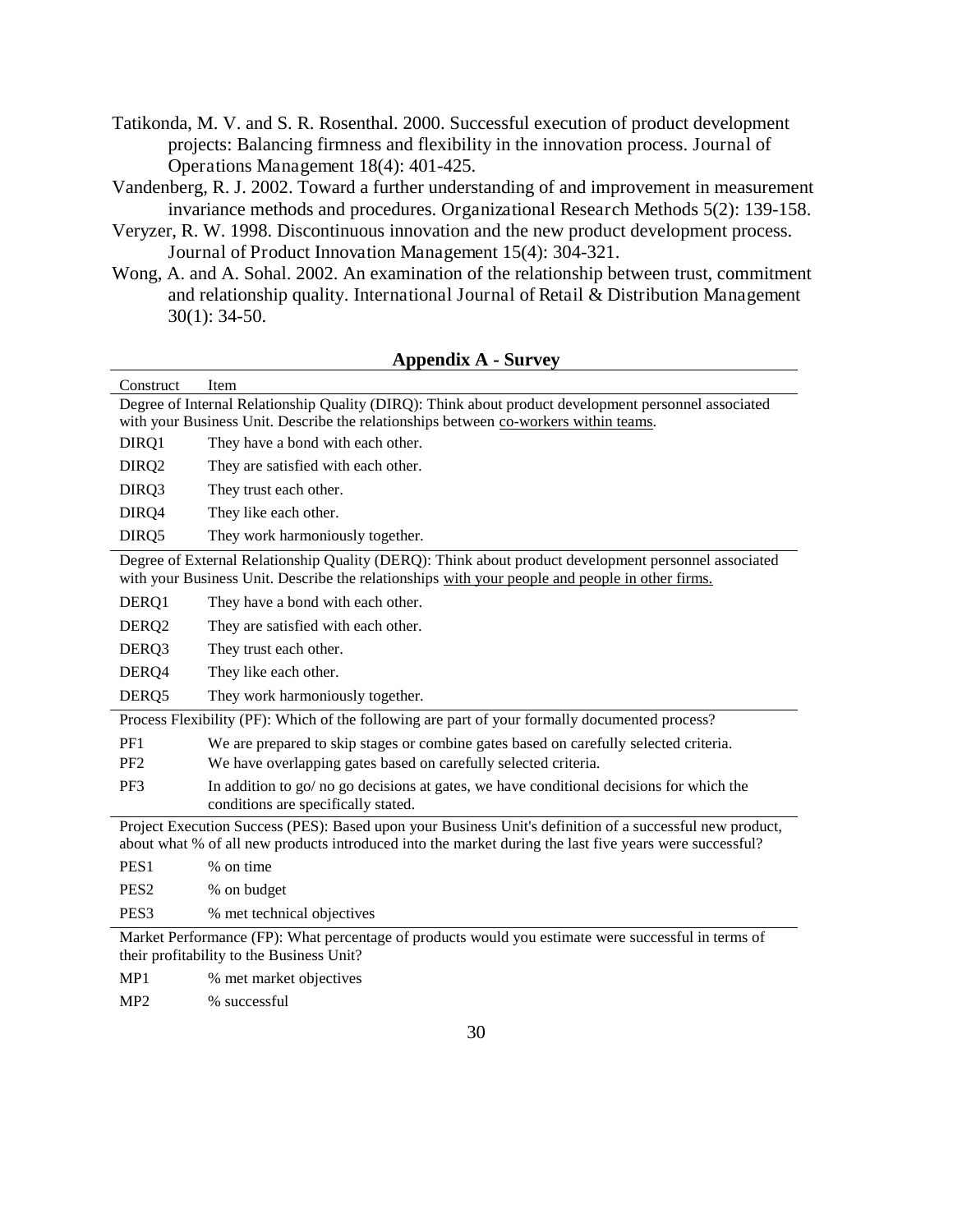Tatikonda, M. V. and S. R. Rosenthal. 2000. Successful execution of product development projects: Balancing firmness and flexibility in the innovation process. Journal of Operations Management 18(4): 401-425.

Vandenberg, R. J. 2002. Toward a further understanding of and improvement in measurement invariance methods and procedures. Organizational Research Methods 5(2): 139-158.

Veryzer, R. W. 1998. Discontinuous innovation and the new product development process. Journal of Product Innovation Management 15(4): 304-321.

Wong, A. and A. Sohal. 2002. An examination of the relationship between trust, commitment and relationship quality. International Journal of Retail & Distribution Management 30(1): 34-50.

## Appendix A - Survey

| Construct | Item |
|---|---|
| Degree of Internal Relationship Quality (DIRQ): Think about product development personnel associated with your Business Unit. Describe the relationships between co-workers within teams. | |
| DIRQ1 | They have a bond with each other. |
| DIRQ2 | They are satisfied with each other. |
| DIRQ3 | They trust each other. |
| DIRQ4 | They like each other. |
| DIRQ5 | They work harmoniously together. |
| Degree of External Relationship Quality (DERQ): Think about product development personnel associated with your Business Unit. Describe the relationships with your people and people in other firms. | |
| DERQ1 | They have a bond with each other. |
| DERQ2 | They are satisfied with each other. |
| DERQ3 | They trust each other. |
| DERQ4 | They like each other. |
| DERQ5 | They work harmoniously together. |
| Process Flexibility (PF): Which of the following are part of your formally documented process? | |
| PF1 | We are prepared to skip stages or combine gates based on carefully selected criteria. |
| PF2 | We have overlapping gates based on carefully selected criteria. |
| PF3 | In addition to go/ no go decisions at gates, we have conditional decisions for which the conditions are specifically stated. |
| Project Execution Success (PES): Based upon your Business Unit's definition of a successful new product, about what % of all new products introduced into the market during the last five years were successful? | |
| PES1 | % on time |
| PES2 | % on budget |
| PES3 | % met technical objectives |
| Market Performance (FP): What percentage of products would you estimate were successful in terms of their profitability to the Business Unit? | |
| MP1 | % met market objectives |
| MP2 | % successful |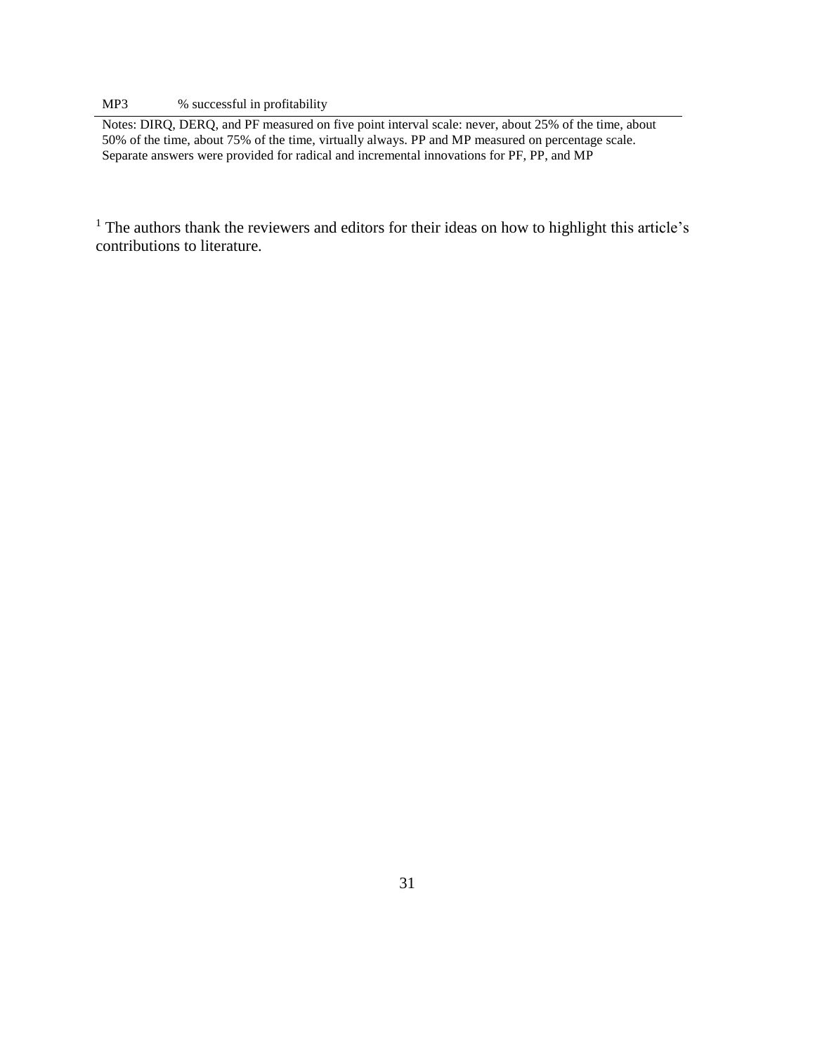| | |
|---|---|
| MP3 | % successful in profitability |

Notes: DIRQ, DERQ, and PF measured on five point interval scale: never, about 25% of the time, about 50% of the time, about 75% of the time, virtually always. PP and MP measured on percentage scale. Separate answers were provided for radical and incremental innovations for PF, PP, and MP

[1] The authors thank the reviewers and editors for their ideas on how to highlight this article's contributions to literature.